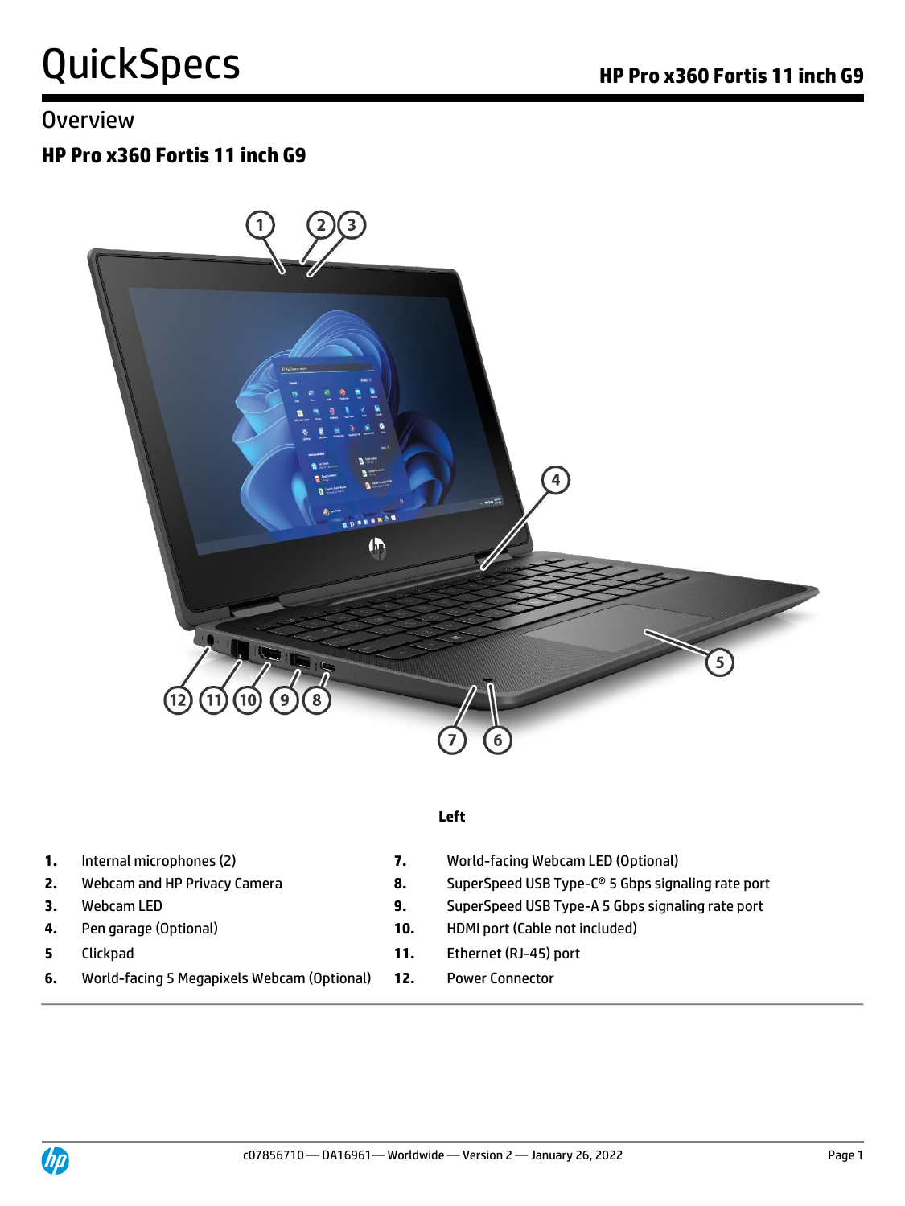# QuickSpecs

## Overview

### HP Pro x360 Fortis 11 inch G9

**Left**

1. Internal microphones (2)
2. Webcam and HP Privacy Camera
3. Webcam LED
4. Pen garage (Optional)
5. Clickpad
6. World-facing 5 Megapixels Webcam (Optional)
7. World-facing Webcam LED (Optional)
8. SuperSpeed USB Type-C® 5 Gbps signaling rate port
9. SuperSpeed USB Type-A 5 Gbps signaling rate port
10. HDMI port (Cable not included)
11. Ethernet (RJ-45) port
12. Power Connector

c07856710 — DA16961— Worldwide — Version 2 — January 26, 2022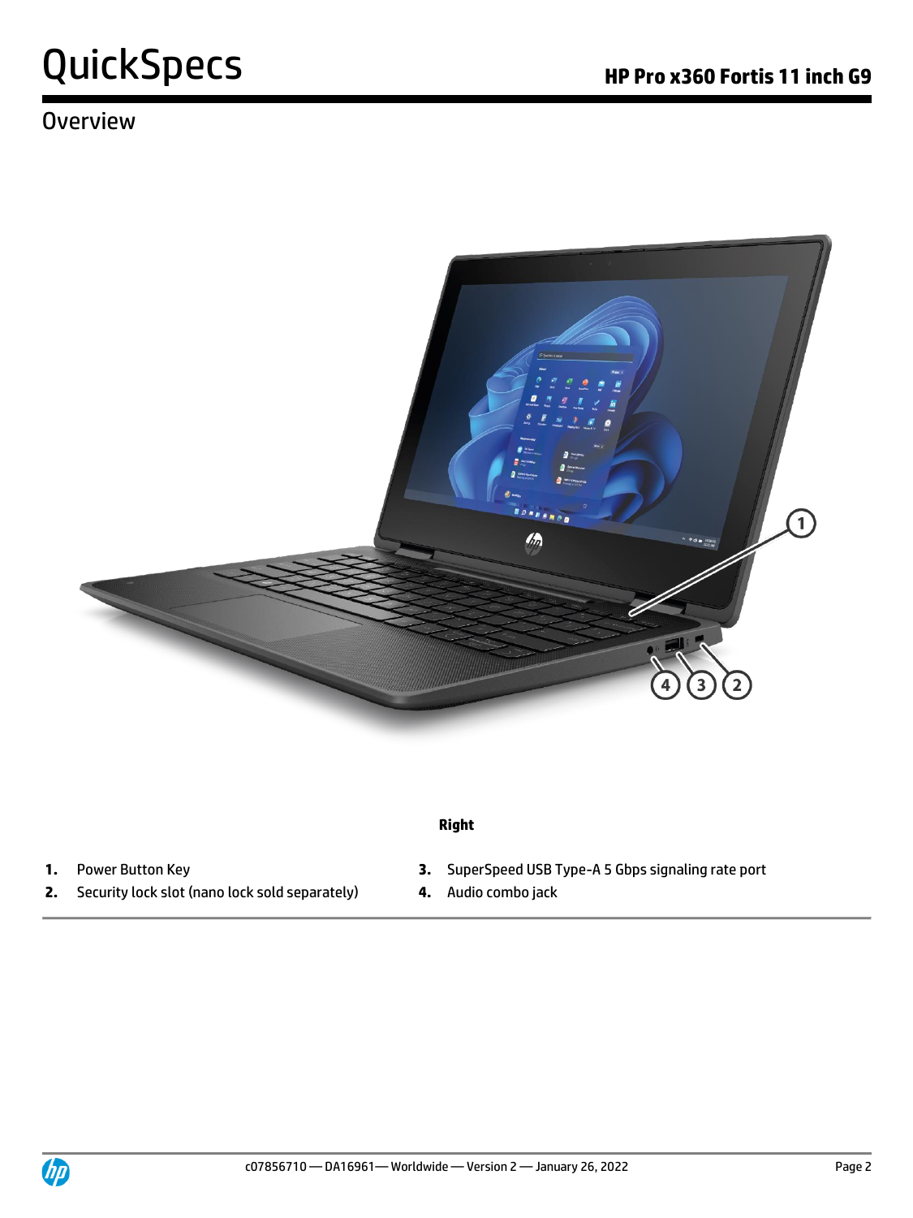## Overview

**Right**

1. **1.** Power Button Key
2. **2.** Security lock slot (nano lock sold separately)
3. **3.** SuperSpeed USB Type-A 5 Gbps signaling rate port
4. **4.** Audio combo jack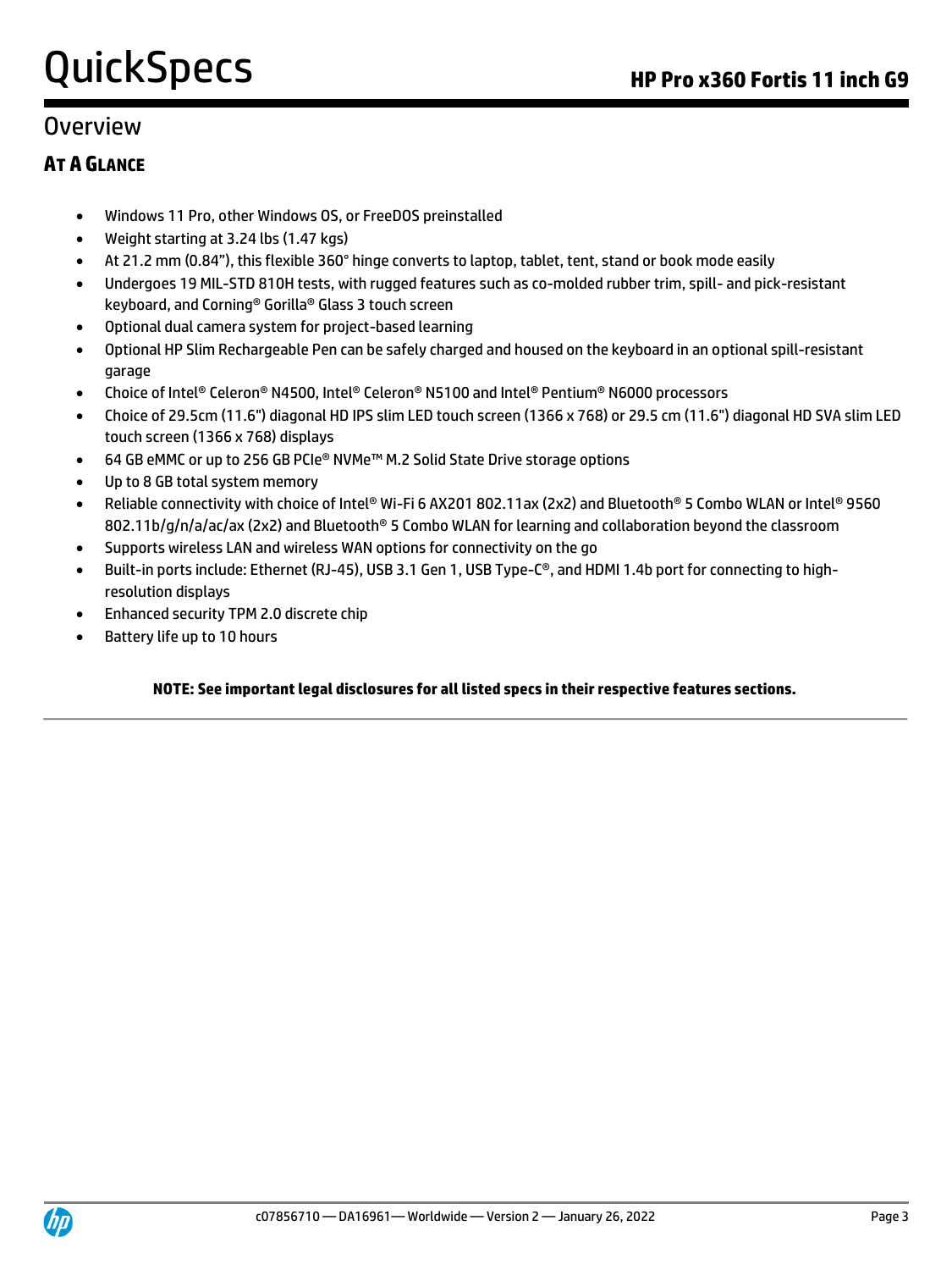## Overview

### AT A GLANCE

- Windows 11 Pro, other Windows OS, or FreeDOS preinstalled
- Weight starting at 3.24 lbs (1.47 kgs)
- At 21.2 mm (0.84"), this flexible 360° hinge converts to laptop, tablet, tent, stand or book mode easily
- Undergoes 19 MIL-STD 810H tests, with rugged features such as co-molded rubber trim, spill- and pick-resistant keyboard, and Corning® Gorilla® Glass 3 touch screen
- Optional dual camera system for project-based learning
- Optional HP Slim Rechargeable Pen can be safely charged and housed on the keyboard in an optional spill-resistant garage
- Choice of Intel® Celeron® N4500, Intel® Celeron® N5100 and Intel® Pentium® N6000 processors
- Choice of 29.5cm (11.6") diagonal HD IPS slim LED touch screen (1366 x 768) or 29.5 cm (11.6") diagonal HD SVA slim LED touch screen (1366 x 768) displays
- 64 GB eMMC or up to 256 GB PCIe® NVMe™ M.2 Solid State Drive storage options
- Up to 8 GB total system memory
- Reliable connectivity with choice of Intel® Wi-Fi 6 AX201 802.11ax (2x2) and Bluetooth® 5 Combo WLAN or Intel® 9560 802.11b/g/n/a/ac/ax (2x2) and Bluetooth® 5 Combo WLAN for learning and collaboration beyond the classroom
- Supports wireless LAN and wireless WAN options for connectivity on the go
- Built-in ports include: Ethernet (RJ-45), USB 3.1 Gen 1, USB Type-C®, and HDMI 1.4b port for connecting to high-resolution displays
- Enhanced security TPM 2.0 discrete chip
- Battery life up to 10 hours

**NOTE: See important legal disclosures for all listed specs in their respective features sections.**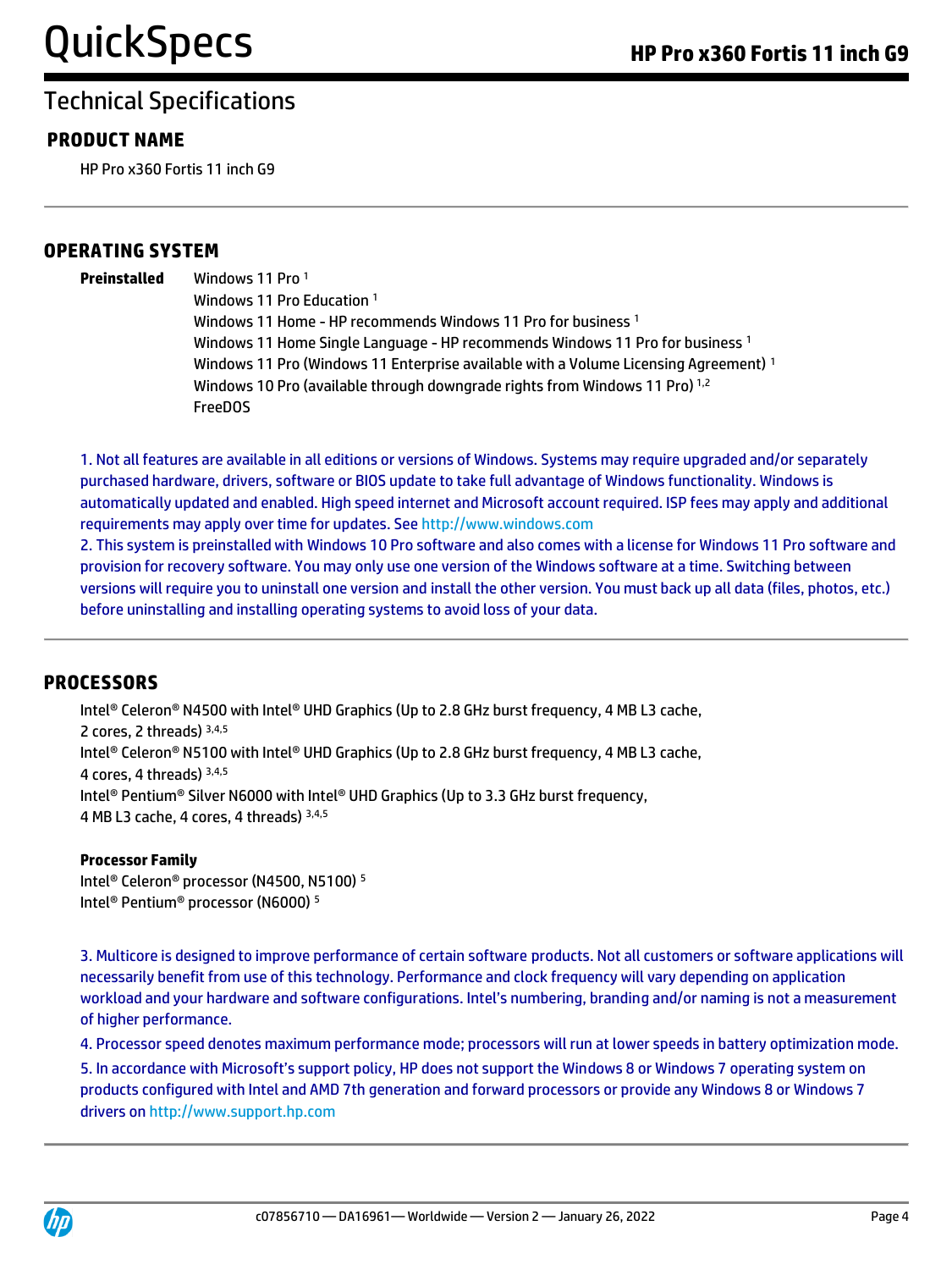# Technical Specifications

## PRODUCT NAME

HP Pro x360 Fortis 11 inch G9

## OPERATING SYSTEM

**Preinstalled**

Windows 11 Pro [1]
Windows 11 Pro Education [1]
Windows 11 Home - HP recommends Windows 11 Pro for business [1]
Windows 11 Home Single Language - HP recommends Windows 11 Pro for business [1]
Windows 11 Pro (Windows 11 Enterprise available with a Volume Licensing Agreement) [1]
Windows 10 Pro (available through downgrade rights from Windows 11 Pro) [1,2]
FreeDOS

1. Not all features are available in all editions or versions of Windows. Systems may require upgraded and/or separately purchased hardware, drivers, software or BIOS update to take full advantage of Windows functionality. Windows is automatically updated and enabled. High speed internet and Microsoft account required. ISP fees may apply and additional requirements may apply over time for updates. See http://www.windows.com
2. This system is preinstalled with Windows 10 Pro software and also comes with a license for Windows 11 Pro software and provision for recovery software. You may only use one version of the Windows software at a time. Switching between versions will require you to uninstall one version and install the other version. You must back up all data (files, photos, etc.) before uninstalling and installing operating systems to avoid loss of your data.

## PROCESSORS

Intel® Celeron® N4500 with Intel® UHD Graphics (Up to 2.8 GHz burst frequency, 4 MB L3 cache, 2 cores, 2 threads) [3,4,5]
Intel® Celeron® N5100 with Intel® UHD Graphics (Up to 2.8 GHz burst frequency, 4 MB L3 cache, 4 cores, 4 threads) [3,4,5]
Intel® Pentium® Silver N6000 with Intel® UHD Graphics (Up to 3.3 GHz burst frequency, 4 MB L3 cache, 4 cores, 4 threads) [3,4,5]

**Processor Family**

Intel® Celeron® processor (N4500, N5100) [5]
Intel® Pentium® processor (N6000) [5]

3. Multicore is designed to improve performance of certain software products. Not all customers or software applications will necessarily benefit from use of this technology. Performance and clock frequency will vary depending on application workload and your hardware and software configurations. Intel's numbering, branding and/or naming is not a measurement of higher performance.
4. Processor speed denotes maximum performance mode; processors will run at lower speeds in battery optimization mode.
5. In accordance with Microsoft's support policy, HP does not support the Windows 8 or Windows 7 operating system on products configured with Intel and AMD 7th generation and forward processors or provide any Windows 8 or Windows 7 drivers on http://www.support.hp.com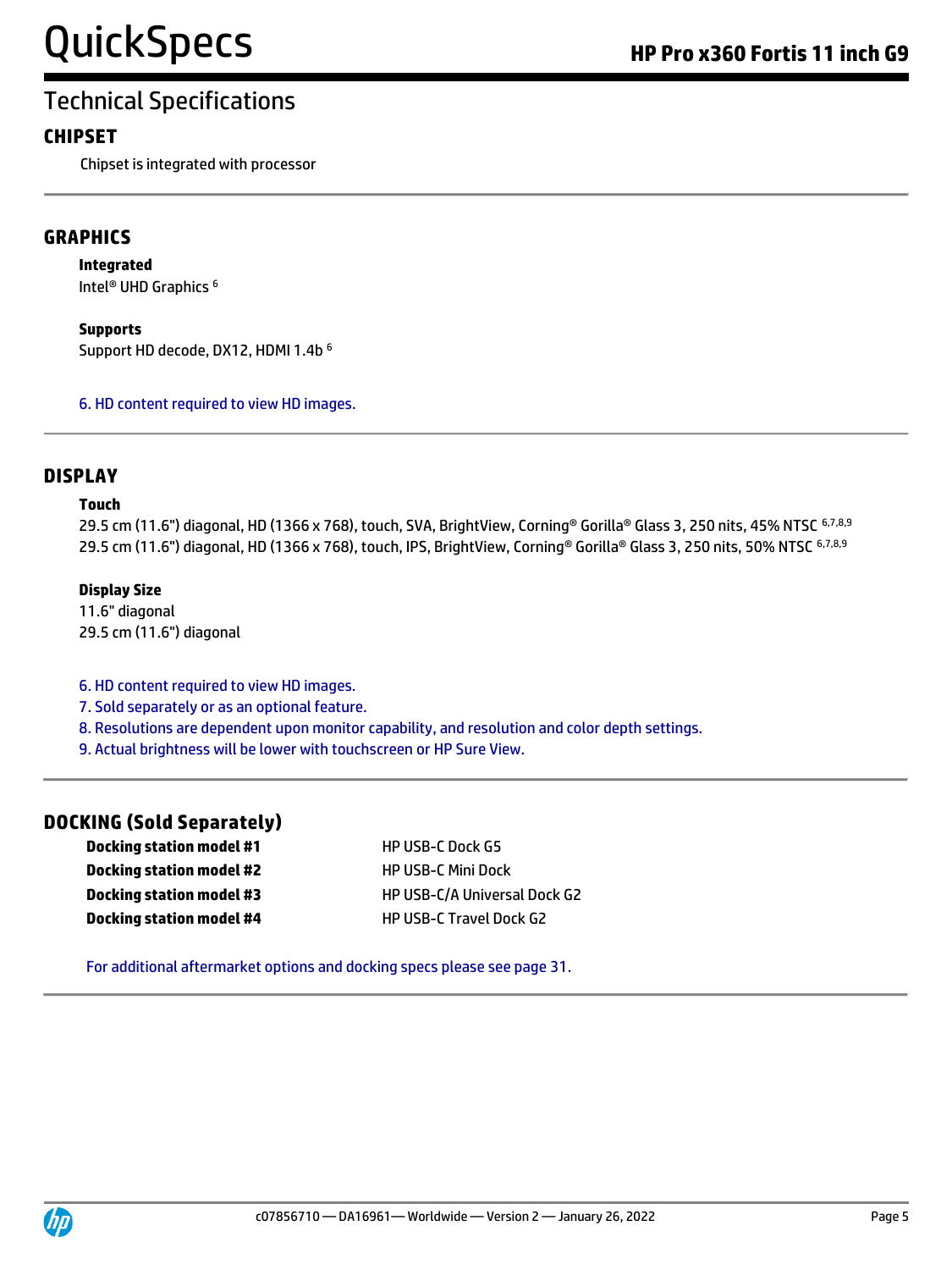## Technical Specifications

### CHIPSET

Chipset is integrated with processor

### GRAPHICS

**Integrated**

Intel® UHD Graphics [6]

**Supports**

Support HD decode, DX12, HDMI 1.4b [6]

6. HD content required to view HD images.

### DISPLAY

**Touch**

29.5 cm (11.6") diagonal, HD (1366 x 768), touch, SVA, BrightView, Corning® Gorilla® Glass 3, 250 nits, 45% NTSC [6,7,8,9]
29.5 cm (11.6") diagonal, HD (1366 x 768), touch, IPS, BrightView, Corning® Gorilla® Glass 3, 250 nits, 50% NTSC [6,7,8,9]

**Display Size**

11.6" diagonal
29.5 cm (11.6") diagonal

6. HD content required to view HD images.
7. Sold separately or as an optional feature.
8. Resolutions are dependent upon monitor capability, and resolution and color depth settings.
9. Actual brightness will be lower with touchscreen or HP Sure View.

### DOCKING (Sold Separately)

| | |
|---|---|
| **Docking station model #1** | HP USB-C Dock G5 |
| **Docking station model #2** | HP USB-C Mini Dock |
| **Docking station model #3** | HP USB-C/A Universal Dock G2 |
| **Docking station model #4** | HP USB-C Travel Dock G2 |

For additional aftermarket options and docking specs please see page 31.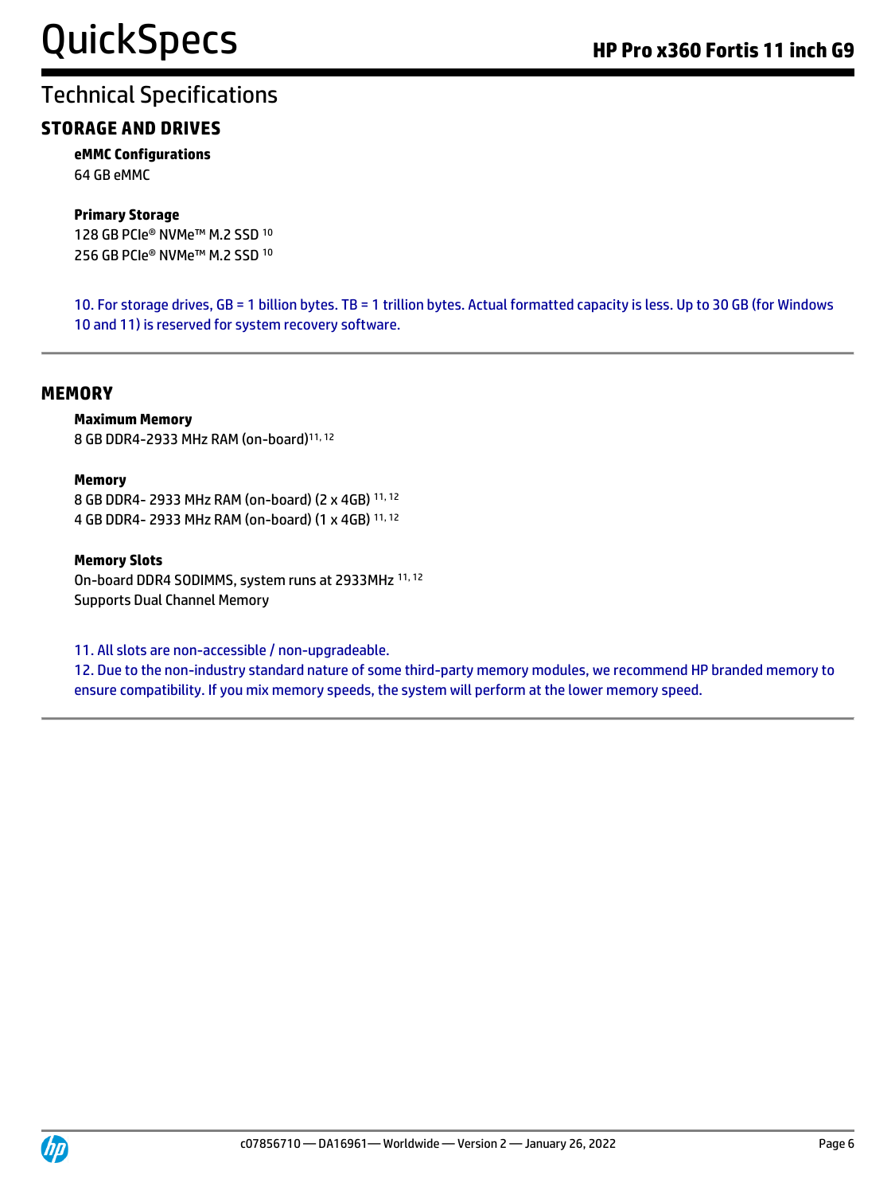## Technical Specifications

### STORAGE AND DRIVES

**eMMC Configurations**
64 GB eMMC

**Primary Storage**
128 GB PCIe® NVMe™ M.2 SSD [10]
256 GB PCIe® NVMe™ M.2 SSD [10]

10. For storage drives, GB = 1 billion bytes. TB = 1 trillion bytes. Actual formatted capacity is less. Up to 30 GB (for Windows 10 and 11) is reserved for system recovery software.

### MEMORY

**Maximum Memory**
8 GB DDR4-2933 MHz RAM (on-board)[11, 12]

**Memory**
8 GB DDR4- 2933 MHz RAM (on-board) (2 x 4GB) [11, 12]
4 GB DDR4- 2933 MHz RAM (on-board) (1 x 4GB) [11, 12]

**Memory Slots**
On-board DDR4 SODIMMS, system runs at 2933MHz [11, 12]
Supports Dual Channel Memory

11. All slots are non-accessible / non-upgradeable.
12. Due to the non-industry standard nature of some third-party memory modules, we recommend HP branded memory to ensure compatibility. If you mix memory speeds, the system will perform at the lower memory speed.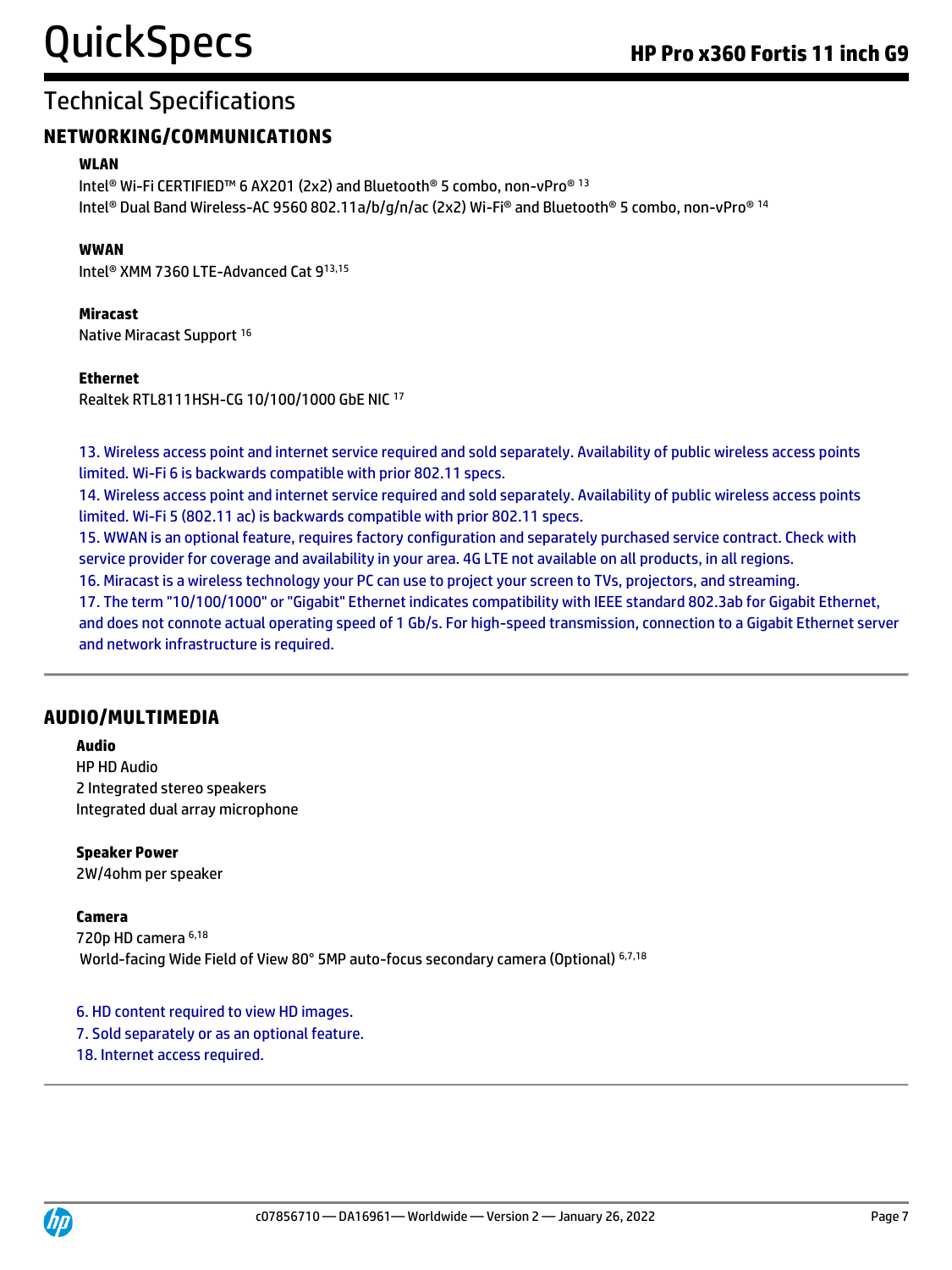## Technical Specifications

### NETWORKING/COMMUNICATIONS

**WLAN**

Intel® Wi-Fi CERTIFIED™ 6 AX201 (2x2) and Bluetooth® 5 combo, non-vPro® [13]
Intel® Dual Band Wireless-AC 9560 802.11a/b/g/n/ac (2x2) Wi-Fi® and Bluetooth® 5 combo, non-vPro® [14]

**WWAN**

Intel® XMM 7360 LTE-Advanced Cat 9[13,15]

**Miracast**

Native Miracast Support [16]

**Ethernet**

Realtek RTL8111HSH-CG 10/100/1000 GbE NIC [17]

13. Wireless access point and internet service required and sold separately. Availability of public wireless access points limited. Wi-Fi 6 is backwards compatible with prior 802.11 specs.
14. Wireless access point and internet service required and sold separately. Availability of public wireless access points limited. Wi-Fi 5 (802.11 ac) is backwards compatible with prior 802.11 specs.
15. WWAN is an optional feature, requires factory configuration and separately purchased service contract. Check with service provider for coverage and availability in your area. 4G LTE not available on all products, in all regions.
16. Miracast is a wireless technology your PC can use to project your screen to TVs, projectors, and streaming.
17. The term "10/100/1000" or "Gigabit" Ethernet indicates compatibility with IEEE standard 802.3ab for Gigabit Ethernet, and does not connote actual operating speed of 1 Gb/s. For high-speed transmission, connection to a Gigabit Ethernet server and network infrastructure is required.

### AUDIO/MULTIMEDIA

**Audio**

HP HD Audio
2 Integrated stereo speakers
Integrated dual array microphone

**Speaker Power**

2W/4ohm per speaker

**Camera**

720p HD camera [6,18]
World-facing Wide Field of View 80° 5MP auto-focus secondary camera (Optional) [6,7,18]

6. HD content required to view HD images.
7. Sold separately or as an optional feature.
18. Internet access required.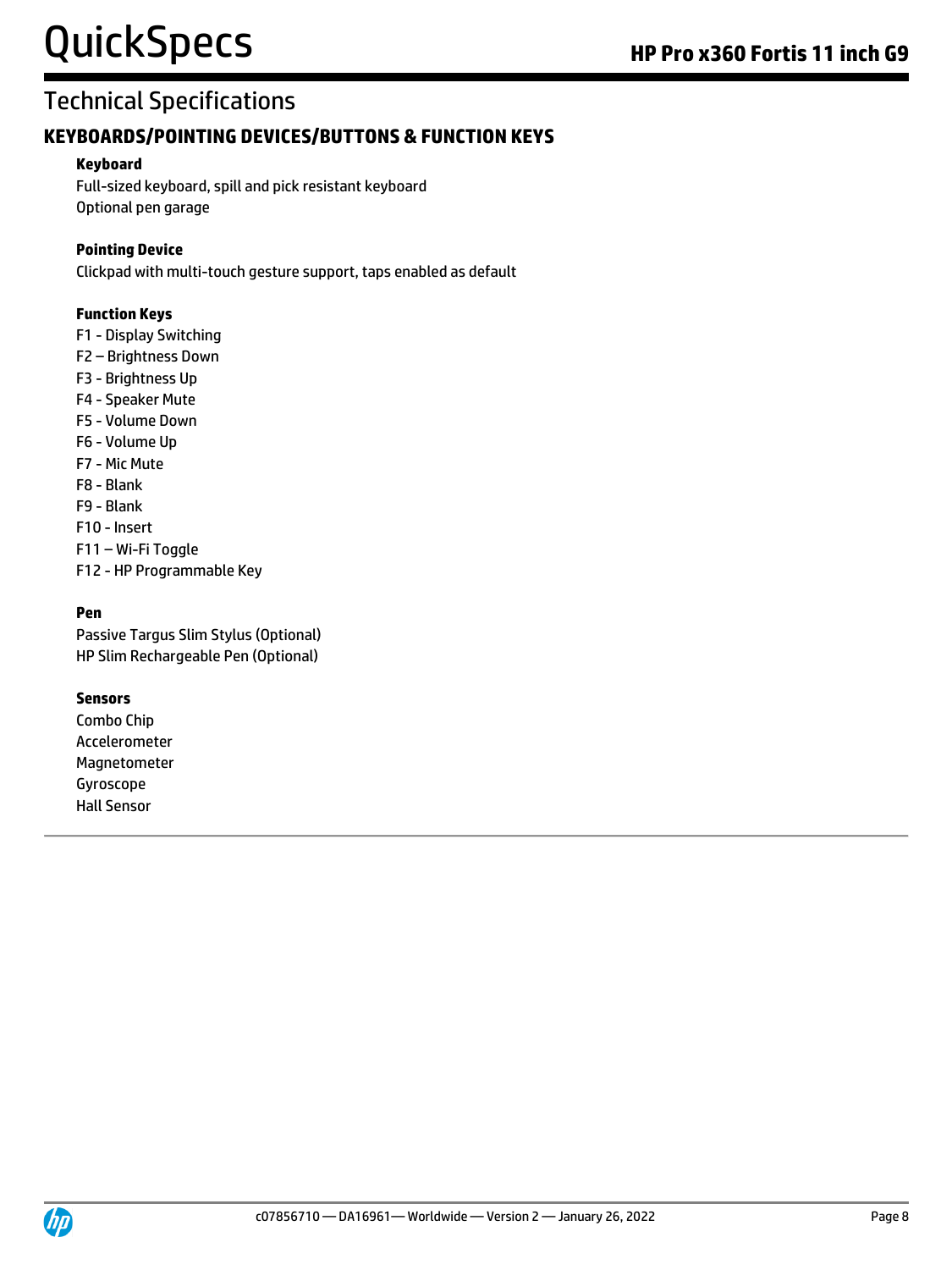# Technical Specifications

## KEYBOARDS/POINTING DEVICES/BUTTONS & FUNCTION KEYS

**Keyboard**

Full-sized keyboard, spill and pick resistant keyboard
Optional pen garage

**Pointing Device**

Clickpad with multi-touch gesture support, taps enabled as default

**Function Keys**

F1 - Display Switching
F2 – Brightness Down
F3 - Brightness Up
F4 - Speaker Mute
F5 - Volume Down
F6 - Volume Up
F7 - Mic Mute
F8 - Blank
F9 - Blank
F10 - Insert
F11 – Wi-Fi Toggle
F12 - HP Programmable Key

**Pen**

Passive Targus Slim Stylus (Optional)
HP Slim Rechargeable Pen (Optional)

**Sensors**

Combo Chip
Accelerometer
Magnetometer
Gyroscope
Hall Sensor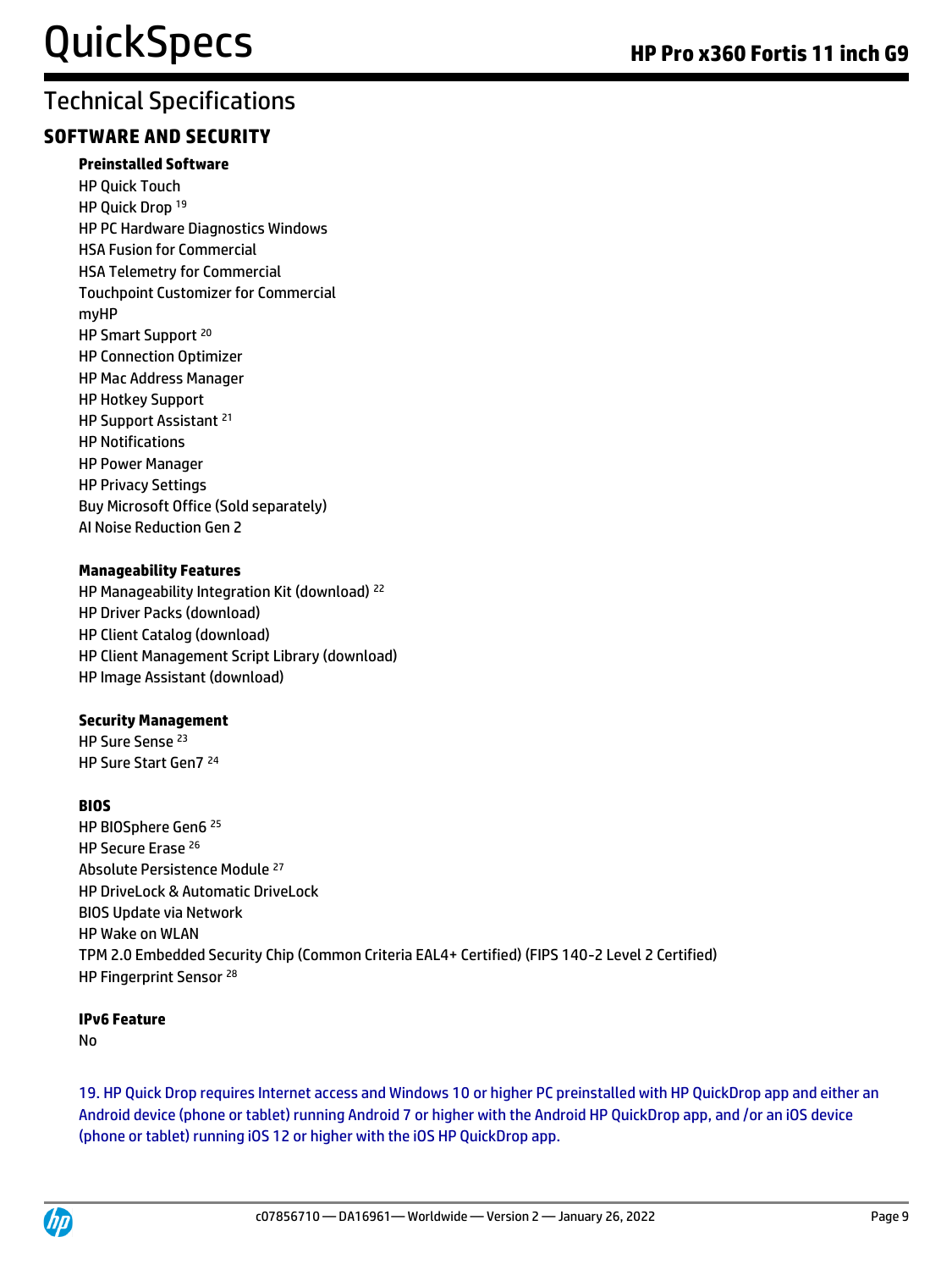# Technical Specifications

## SOFTWARE AND SECURITY

**Preinstalled Software**

HP Quick Touch
HP Quick Drop [19]
HP PC Hardware Diagnostics Windows
HSA Fusion for Commercial
HSA Telemetry for Commercial
Touchpoint Customizer for Commercial
myHP
HP Smart Support [20]
HP Connection Optimizer
HP Mac Address Manager
HP Hotkey Support
HP Support Assistant [21]
HP Notifications
HP Power Manager
HP Privacy Settings
Buy Microsoft Office (Sold separately)
AI Noise Reduction Gen 2

**Manageability Features**

HP Manageability Integration Kit (download) [22]
HP Driver Packs (download)
HP Client Catalog (download)
HP Client Management Script Library (download)
HP Image Assistant (download)

**Security Management**

HP Sure Sense [23]
HP Sure Start Gen7 [24]

**BIOS**

HP BIOSphere Gen6 [25]
HP Secure Erase [26]
Absolute Persistence Module [27]
HP DriveLock & Automatic DriveLock
BIOS Update via Network
HP Wake on WLAN
TPM 2.0 Embedded Security Chip (Common Criteria EAL4+ Certified) (FIPS 140-2 Level 2 Certified)
HP Fingerprint Sensor [28]

**IPv6 Feature**

No

19. HP Quick Drop requires Internet access and Windows 10 or higher PC preinstalled with HP QuickDrop app and either an Android device (phone or tablet) running Android 7 or higher with the Android HP QuickDrop app, and /or an iOS device (phone or tablet) running iOS 12 or higher with the iOS HP QuickDrop app.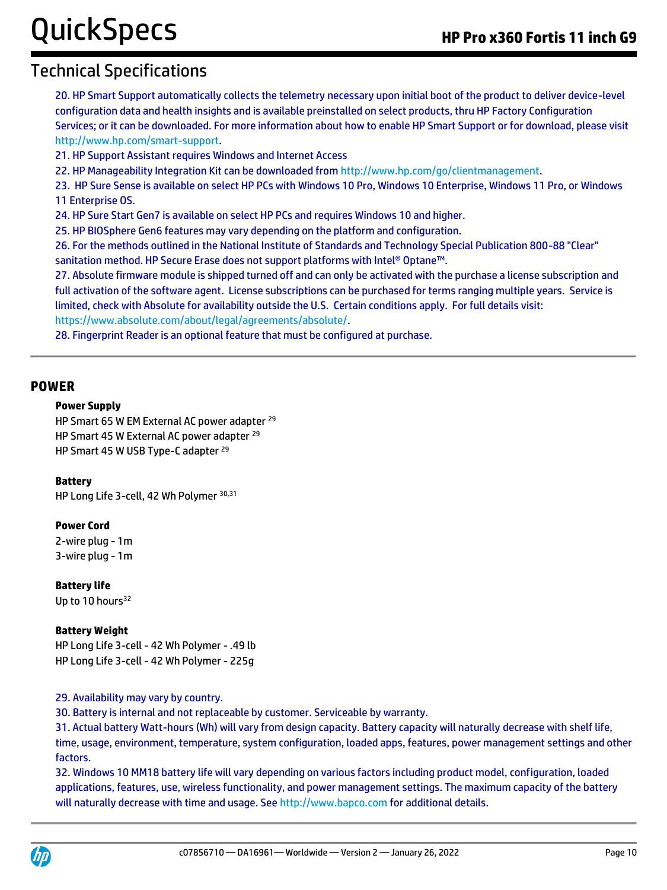## Technical Specifications

20. HP Smart Support automatically collects the telemetry necessary upon initial boot of the product to deliver device-level configuration data and health insights and is available preinstalled on select products, thru HP Factory Configuration Services; or it can be downloaded. For more information about how to enable HP Smart Support or for download, please visit http://www.hp.com/smart-support.
21. HP Support Assistant requires Windows and Internet Access
22. HP Manageability Integration Kit can be downloaded from http://www.hp.com/go/clientmanagement.
23. HP Sure Sense is available on select HP PCs with Windows 10 Pro, Windows 10 Enterprise, Windows 11 Pro, or Windows 11 Enterprise OS.
24. HP Sure Start Gen7 is available on select HP PCs and requires Windows 10 and higher.
25. HP BIOSphere Gen6 features may vary depending on the platform and configuration.
26. For the methods outlined in the National Institute of Standards and Technology Special Publication 800-88 "Clear" sanitation method. HP Secure Erase does not support platforms with Intel® Optane™.
27. Absolute firmware module is shipped turned off and can only be activated with the purchase a license subscription and full activation of the software agent. License subscriptions can be purchased for terms ranging multiple years. Service is limited, check with Absolute for availability outside the U.S. Certain conditions apply. For full details visit: https://www.absolute.com/about/legal/agreements/absolute/.
28. Fingerprint Reader is an optional feature that must be configured at purchase.

## POWER

**Power Supply**

HP Smart 65 W EM External AC power adapter [29]
HP Smart 45 W External AC power adapter [29]
HP Smart 45 W USB Type-C adapter [29]

**Battery**

HP Long Life 3-cell, 42 Wh Polymer [30,31]

**Power Cord**

2-wire plug - 1m
3-wire plug - 1m

**Battery life**

Up to 10 hours[32]

**Battery Weight**

HP Long Life 3-cell - 42 Wh Polymer - .49 lb
HP Long Life 3-cell - 42 Wh Polymer - 225g

29. Availability may vary by country.
30. Battery is internal and not replaceable by customer. Serviceable by warranty.
31. Actual battery Watt-hours (Wh) will vary from design capacity. Battery capacity will naturally decrease with shelf life, time, usage, environment, temperature, system configuration, loaded apps, features, power management settings and other factors.
32. Windows 10 MM18 battery life will vary depending on various factors including product model, configuration, loaded applications, features, use, wireless functionality, and power management settings. The maximum capacity of the battery will naturally decrease with time and usage. See http://www.bapco.com for additional details.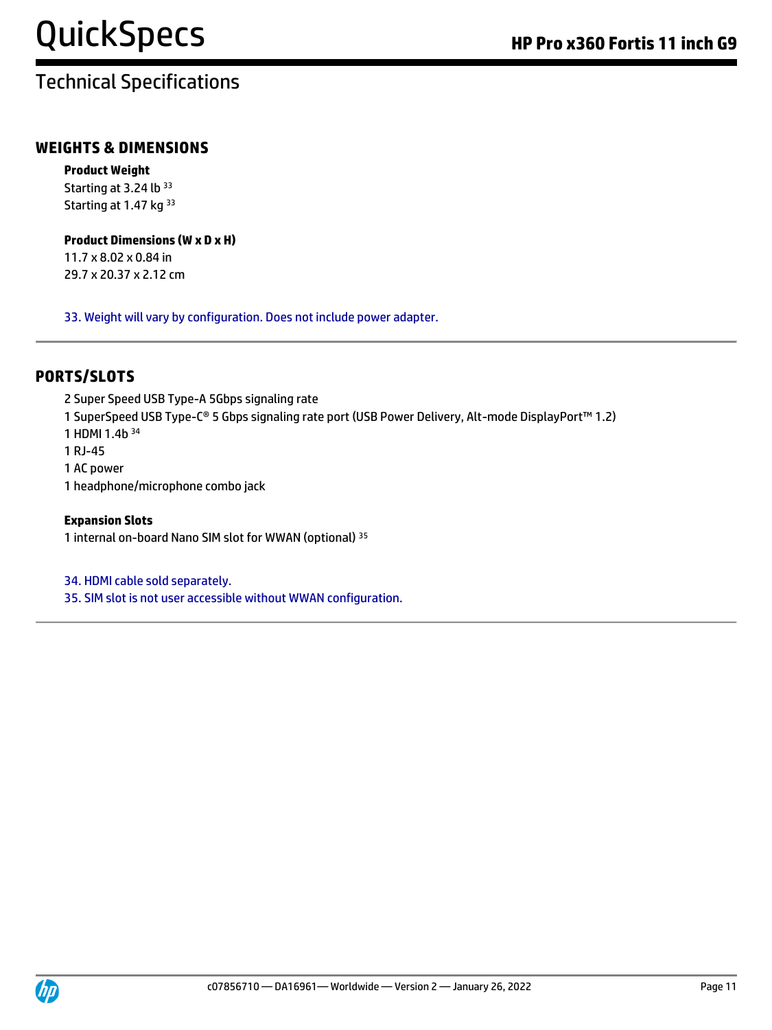## WEIGHTS & DIMENSIONS

**Product Weight**

Starting at 3.24 lb [33]
Starting at 1.47 kg [33]

**Product Dimensions (W x D x H)**

11.7 x 8.02 x 0.84 in
29.7 x 20.37 x 2.12 cm

33. Weight will vary by configuration. Does not include power adapter.

## PORTS/SLOTS

2 Super Speed USB Type-A 5Gbps signaling rate
1 SuperSpeed USB Type-C® 5 Gbps signaling rate port (USB Power Delivery, Alt-mode DisplayPort™ 1.2)
1 HDMI 1.4b [34]
1 RJ-45
1 AC power
1 headphone/microphone combo jack

**Expansion Slots**

1 internal on-board Nano SIM slot for WWAN (optional) [35]

34. HDMI cable sold separately.
35. SIM slot is not user accessible without WWAN configuration.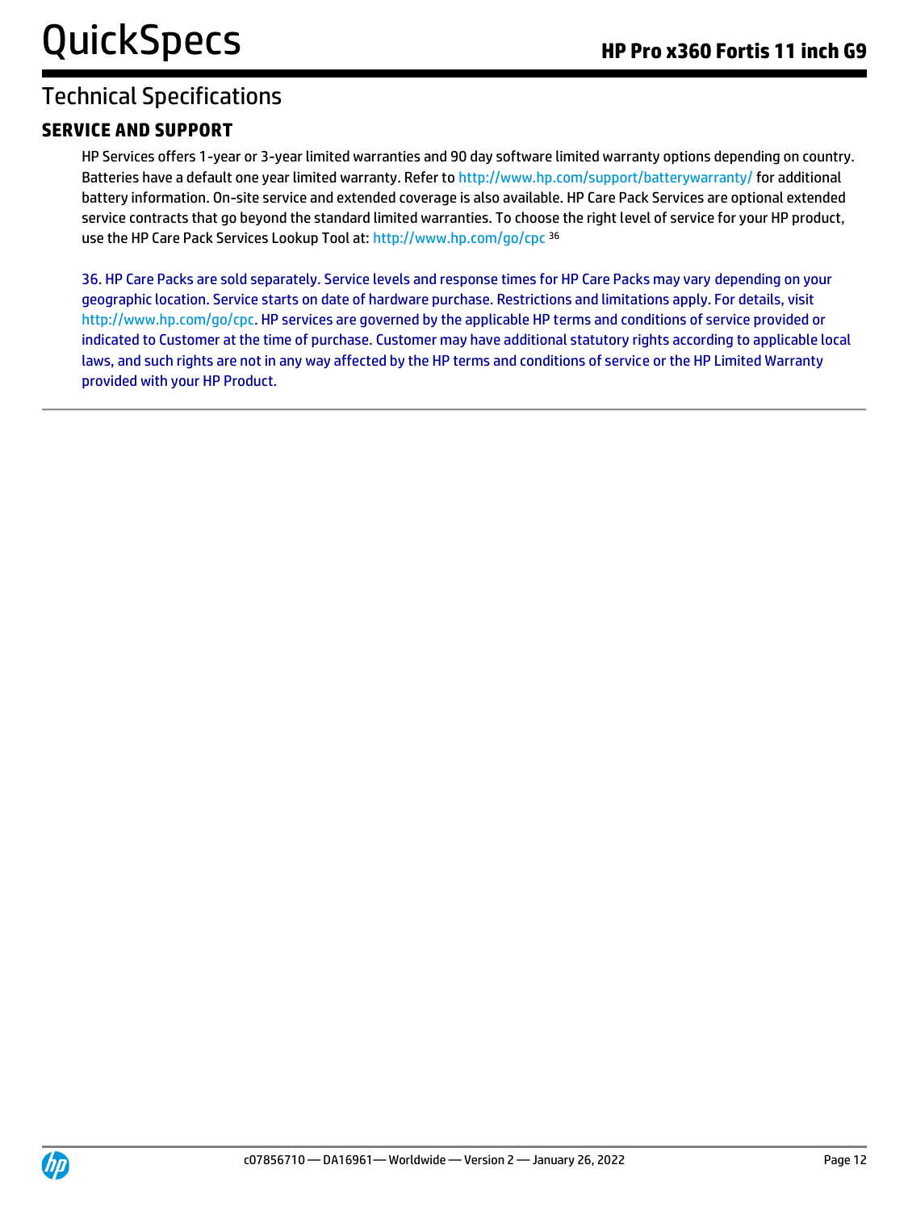## Technical Specifications

### SERVICE AND SUPPORT

HP Services offers 1-year or 3-year limited warranties and 90 day software limited warranty options depending on country. Batteries have a default one year limited warranty. Refer to http://www.hp.com/support/batterywarranty/ for additional battery information. On-site service and extended coverage is also available. HP Care Pack Services are optional extended service contracts that go beyond the standard limited warranties. To choose the right level of service for your HP product, use the HP Care Pack Services Lookup Tool at: http://www.hp.com/go/cpc [36]

36. HP Care Packs are sold separately. Service levels and response times for HP Care Packs may vary depending on your geographic location. Service starts on date of hardware purchase. Restrictions and limitations apply. For details, visit http://www.hp.com/go/cpc. HP services are governed by the applicable HP terms and conditions of service provided or indicated to Customer at the time of purchase. Customer may have additional statutory rights according to applicable local laws, and such rights are not in any way affected by the HP terms and conditions of service or the HP Limited Warranty provided with your HP Product.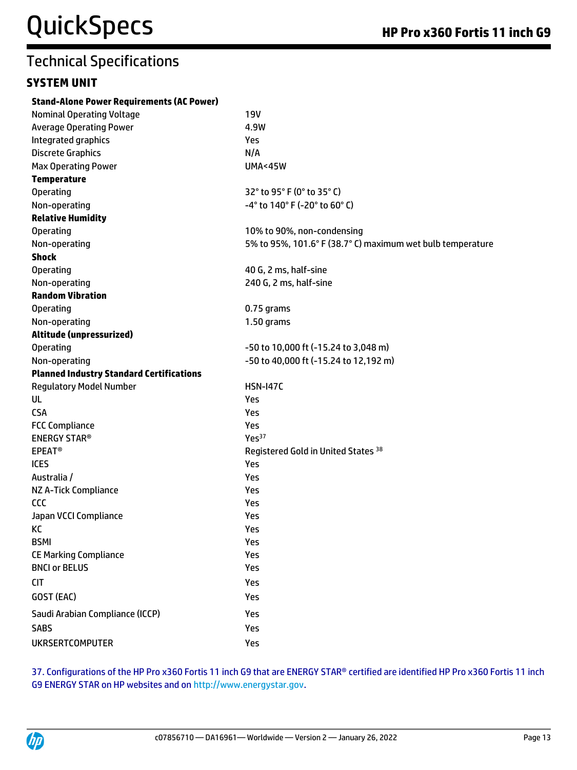## Technical Specifications

### SYSTEM UNIT

| | |
|---|---|
| **Stand-Alone Power Requirements (AC Power)** | |
| Nominal Operating Voltage | 19V |
| Average Operating Power | 4.9W |
| Integrated graphics | Yes |
| Discrete Graphics | N/A |
| Max Operating Power | UMA<45W |
| **Temperature** | |
| Operating | 32° to 95° F (0° to 35° C) |
| Non-operating | -4° to 140° F (-20° to 60° C) |
| **Relative Humidity** | |
| Operating | 10% to 90%, non-condensing |
| Non-operating | 5% to 95%, 101.6° F (38.7° C) maximum wet bulb temperature |
| **Shock** | |
| Operating | 40 G, 2 ms, half-sine |
| Non-operating | 240 G, 2 ms, half-sine |
| **Random Vibration** | |
| Operating | 0.75 grams |
| Non-operating | 1.50 grams |
| **Altitude (unpressurized)** | |
| Operating | -50 to 10,000 ft (-15.24 to 3,048 m) |
| Non-operating | -50 to 40,000 ft (-15.24 to 12,192 m) |
| **Planned Industry Standard Certifications** | |
| Regulatory Model Number | HSN-I47C |
| UL | Yes |
| CSA | Yes |
| FCC Compliance | Yes |
| ENERGY STAR® | Yes[37] |
| EPEAT® | Registered Gold in United States [38] |
| ICES | Yes |
| Australia / | Yes |
| NZ A-Tick Compliance | Yes |
| CCC | Yes |
| Japan VCCI Compliance | Yes |
| KC | Yes |
| BSMI | Yes |
| CE Marking Compliance | Yes |
| BNCI or BELUS | Yes |
| CIT | Yes |
| GOST (EAC) | Yes |
| Saudi Arabian Compliance (ICCP) | Yes |
| SABS | Yes |
| UKRSERTCOMPUTER | Yes |

37. Configurations of the HP Pro x360 Fortis 11 inch G9 that are ENERGY STAR® certified are identified HP Pro x360 Fortis 11 inch G9 ENERGY STAR on HP websites and on http://www.energystar.gov.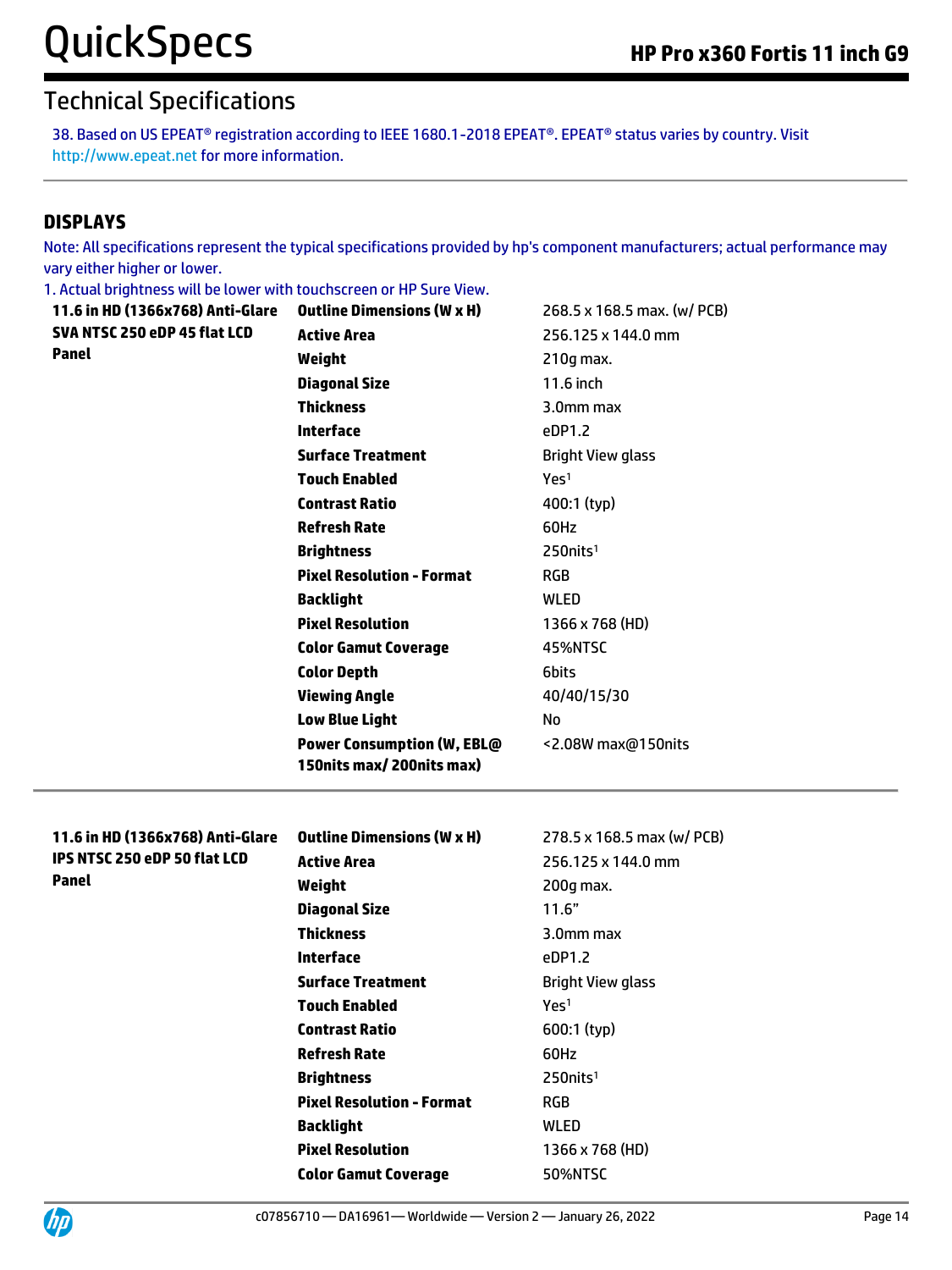## Technical Specifications

38. Based on US EPEAT® registration according to IEEE 1680.1-2018 EPEAT®. EPEAT® status varies by country. Visit http://www.epeat.net for more information.

### DISPLAYS

Note: All specifications represent the typical specifications provided by hp's component manufacturers; actual performance may vary either higher or lower.

1. Actual brightness will be lower with touchscreen or HP Sure View.

| | | |
|---|---|---|
| **11.6 in HD (1366x768) Anti-Glare SVA NTSC 250 eDP 45 flat LCD Panel** | **Outline Dimensions (W x H)** | 268.5 x 168.5 max. (w/ PCB) |
| | **Active Area** | 256.125 x 144.0 mm |
| | **Weight** | 210g max. |
| | **Diagonal Size** | 11.6 inch |
| | **Thickness** | 3.0mm max |
| | **Interface** | eDP1.2 |
| | **Surface Treatment** | Bright View glass |
| | **Touch Enabled** | Yes[1] |
| | **Contrast Ratio** | 400:1 (typ) |
| | **Refresh Rate** | 60Hz |
| | **Brightness** | 250nits[1] |
| | **Pixel Resolution - Format** | RGB |
| | **Backlight** | WLED |
| | **Pixel Resolution** | 1366 x 768 (HD) |
| | **Color Gamut Coverage** | 45%NTSC |
| | **Color Depth** | 6bits |
| | **Viewing Angle** | 40/40/15/30 |
| | **Low Blue Light** | No |
| | **Power Consumption (W, EBL@ 150nits max/ 200nits max)** | <2.08W max@150nits |

| | | |
|---|---|---|
| **11.6 in HD (1366x768) Anti-Glare IPS NTSC 250 eDP 50 flat LCD Panel** | **Outline Dimensions (W x H)** | 278.5 x 168.5 max (w/ PCB) |
| | **Active Area** | 256.125 x 144.0 mm |
| | **Weight** | 200g max. |
| | **Diagonal Size** | 11.6" |
| | **Thickness** | 3.0mm max |
| | **Interface** | eDP1.2 |
| | **Surface Treatment** | Bright View glass |
| | **Touch Enabled** | Yes[1] |
| | **Contrast Ratio** | 600:1 (typ) |
| | **Refresh Rate** | 60Hz |
| | **Brightness** | 250nits[1] |
| | **Pixel Resolution - Format** | RGB |
| | **Backlight** | WLED |
| | **Pixel Resolution** | 1366 x 768 (HD) |
| | **Color Gamut Coverage** | 50%NTSC |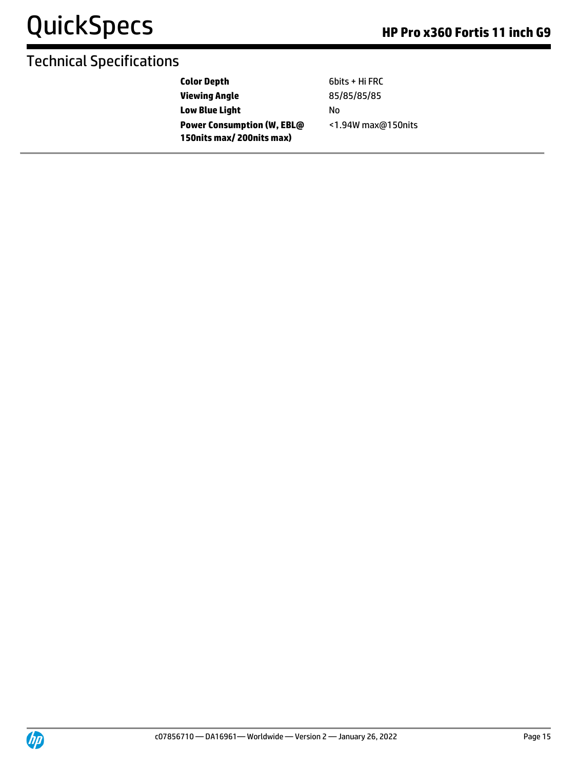## Technical Specifications

| | |
|---|---|
| **Color Depth** | 6bits + Hi FRC |
| **Viewing Angle** | 85/85/85/85 |
| **Low Blue Light** | No |
| **Power Consumption (W, EBL@ 150nits max/ 200nits max)** | <1.94W max@150nits |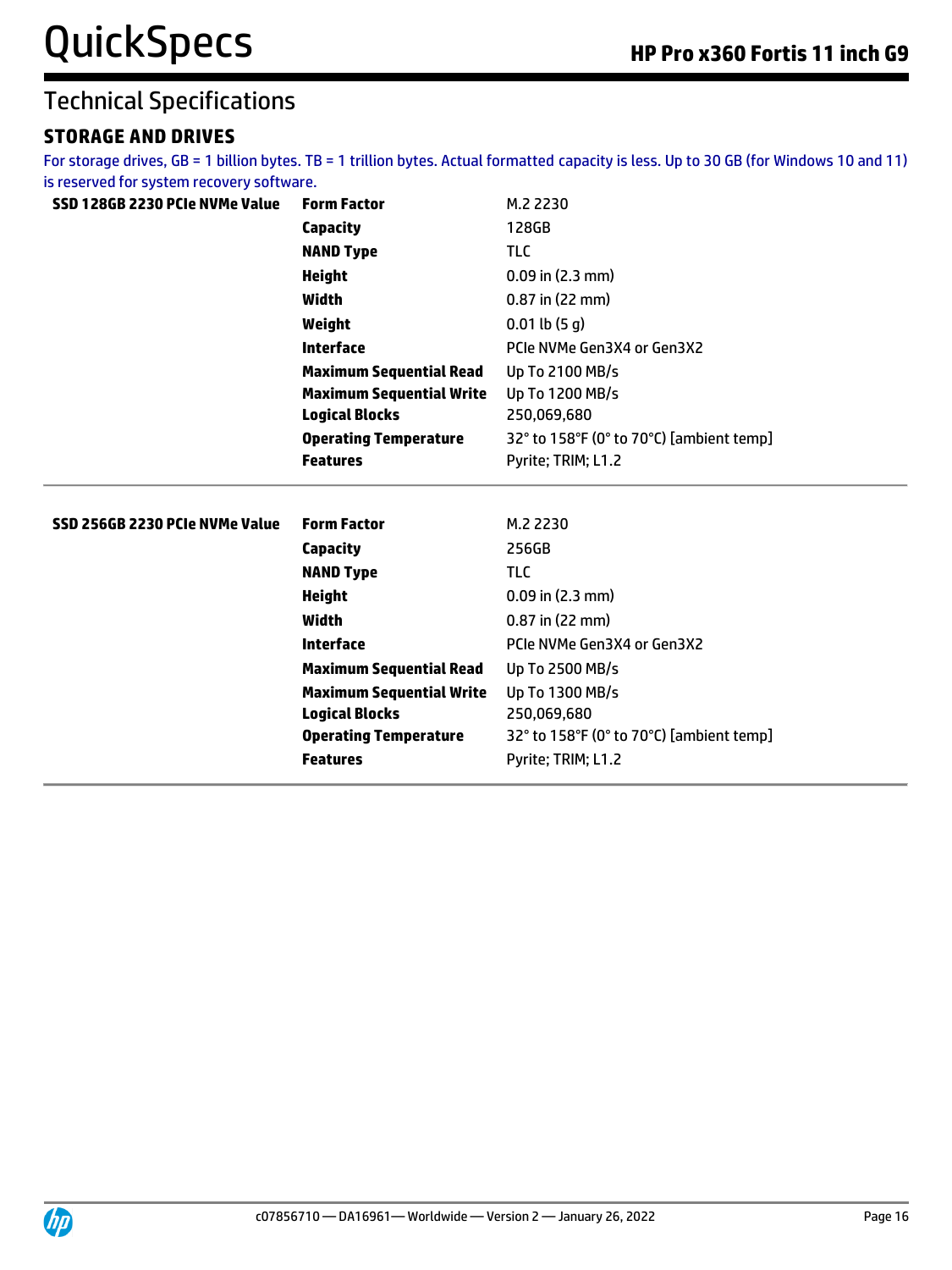## Technical Specifications

### STORAGE AND DRIVES

For storage drives, GB = 1 billion bytes. TB = 1 trillion bytes. Actual formatted capacity is less. Up to 30 GB (for Windows 10 and 11) is reserved for system recovery software.

| | | |
|---|---|---|
| **SSD 128GB 2230 PCIe NVMe Value** | **Form Factor** | M.2 2230 |
| | **Capacity** | 128GB |
| | **NAND Type** | TLC |
| | **Height** | 0.09 in (2.3 mm) |
| | **Width** | 0.87 in (22 mm) |
| | **Weight** | 0.01 lb (5 g) |
| | **Interface** | PCIe NVMe Gen3X4 or Gen3X2 |
| | **Maximum Sequential Read** | Up To 2100 MB/s |
| | **Maximum Sequential Write** | Up To 1200 MB/s |
| | **Logical Blocks** | 250,069,680 |
| | **Operating Temperature** | 32° to 158°F (0° to 70°C) [ambient temp] |
| | **Features** | Pyrite; TRIM; L1.2 |

| | | |
|---|---|---|
| **SSD 256GB 2230 PCIe NVMe Value** | **Form Factor** | M.2 2230 |
| | **Capacity** | 256GB |
| | **NAND Type** | TLC |
| | **Height** | 0.09 in (2.3 mm) |
| | **Width** | 0.87 in (22 mm) |
| | **Interface** | PCIe NVMe Gen3X4 or Gen3X2 |
| | **Maximum Sequential Read** | Up To 2500 MB/s |
| | **Maximum Sequential Write** | Up To 1300 MB/s |
| | **Logical Blocks** | 250,069,680 |
| | **Operating Temperature** | 32° to 158°F (0° to 70°C) [ambient temp] |
| | **Features** | Pyrite; TRIM; L1.2 |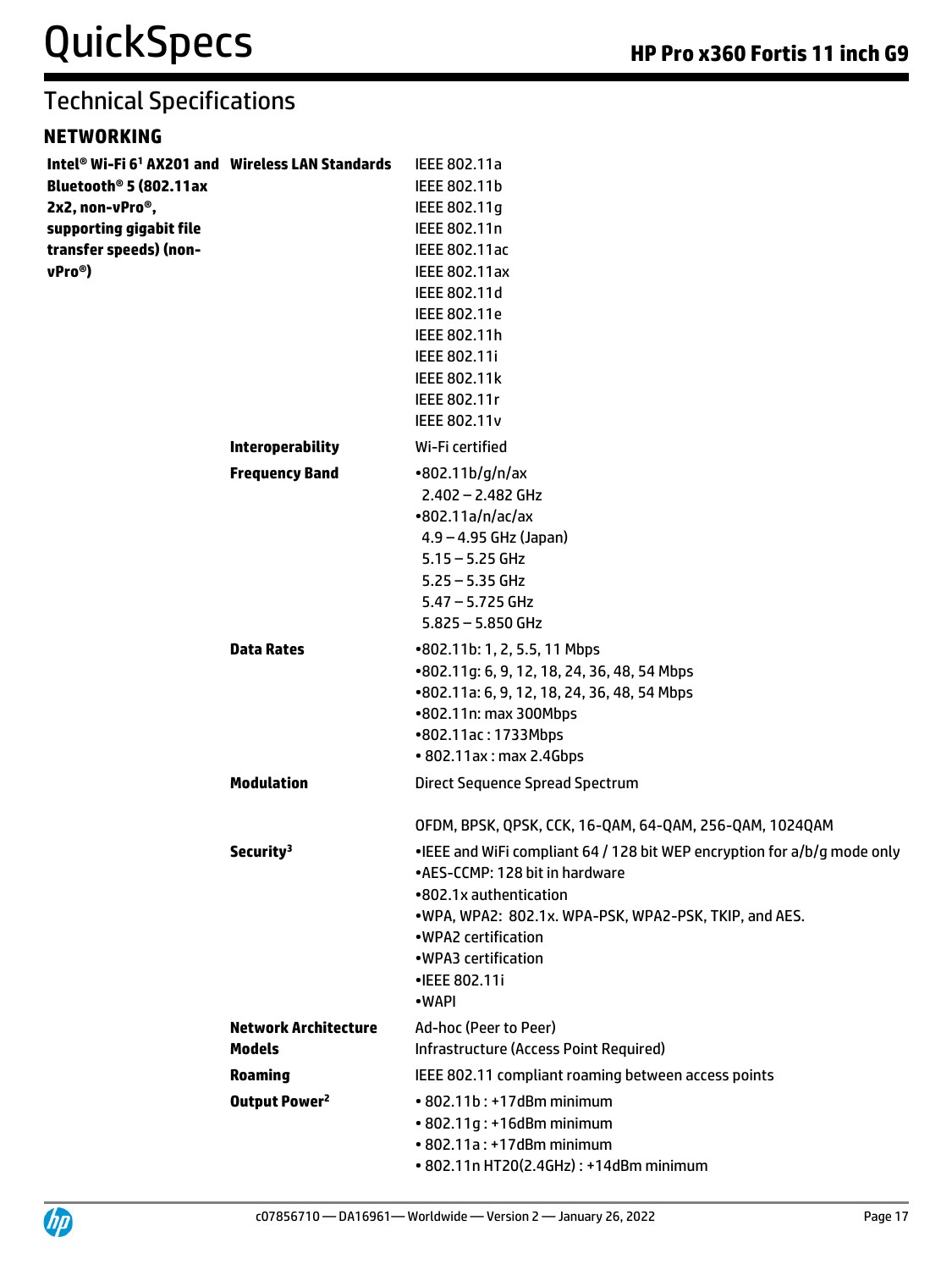## Technical Specifications

### NETWORKING

| | | |
|---|---|---|
| **Intel® Wi-Fi 6[1] AX201 and Bluetooth® 5 (802.11ax 2x2, non-vPro®, supporting gigabit file transfer speeds) (non-vPro®)** | **Wireless LAN Standards** | IEEE 802.11a<br>IEEE 802.11b<br>IEEE 802.11g<br>IEEE 802.11n<br>IEEE 802.11ac<br>IEEE 802.11ax<br>IEEE 802.11d<br>IEEE 802.11e<br>IEEE 802.11h<br>IEEE 802.11i<br>IEEE 802.11k<br>IEEE 802.11r<br>IEEE 802.11v |
| | **Interoperability** | Wi-Fi certified |
| | **Frequency Band** | •802.11b/g/n/ax<br>2.402 – 2.482 GHz<br>•802.11a/n/ac/ax<br>4.9 – 4.95 GHz (Japan)<br>5.15 – 5.25 GHz<br>5.25 – 5.35 GHz<br>5.47 – 5.725 GHz<br>5.825 – 5.850 GHz |
| | **Data Rates** | •802.11b: 1, 2, 5.5, 11 Mbps<br>•802.11g: 6, 9, 12, 18, 24, 36, 48, 54 Mbps<br>•802.11a: 6, 9, 12, 18, 24, 36, 48, 54 Mbps<br>•802.11n: max 300Mbps<br>•802.11ac : 1733Mbps<br>• 802.11ax : max 2.4Gbps |
| | **Modulation** | Direct Sequence Spread Spectrum<br><br>OFDM, BPSK, QPSK, CCK, 16-QAM, 64-QAM, 256-QAM, 1024QAM |
| | **Security[3]** | •IEEE and WiFi compliant 64 / 128 bit WEP encryption for a/b/g mode only<br>•AES-CCMP: 128 bit in hardware<br>•802.1x authentication<br>•WPA, WPA2: 802.1x. WPA-PSK, WPA2-PSK, TKIP, and AES.<br>•WPA2 certification<br>•WPA3 certification<br>•IEEE 802.11i<br>•WAPI |
| | **Network Architecture Models** | Ad-hoc (Peer to Peer)<br>Infrastructure (Access Point Required) |
| | **Roaming** | IEEE 802.11 compliant roaming between access points |
| | **Output Power[2]** | • 802.11b : +17dBm minimum<br>• 802.11g : +16dBm minimum<br>• 802.11a : +17dBm minimum<br>• 802.11n HT20(2.4GHz) : +14dBm minimum |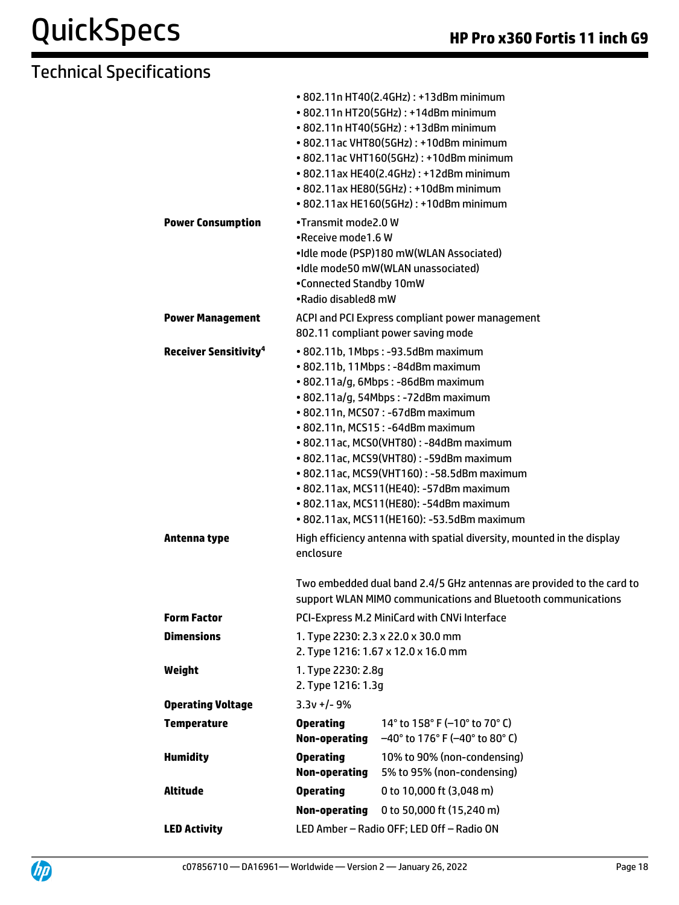## Technical Specifications

| | |
|---|---|
| | • 802.11n HT40(2.4GHz) : +13dBm minimum<br>• 802.11n HT20(5GHz) : +14dBm minimum<br>• 802.11n HT40(5GHz) : +13dBm minimum<br>• 802.11ac VHT80(5GHz) : +10dBm minimum<br>• 802.11ac VHT160(5GHz) : +10dBm minimum<br>• 802.11ax HE40(2.4GHz) : +12dBm minimum<br>• 802.11ax HE80(5GHz) : +10dBm minimum<br>• 802.11ax HE160(5GHz) : +10dBm minimum |
| **Power Consumption** | •Transmit mode2.0 W<br>•Receive mode1.6 W<br>•Idle mode (PSP)180 mW(WLAN Associated)<br>•Idle mode50 mW(WLAN unassociated)<br>•Connected Standby 10mW<br>•Radio disabled8 mW |
| **Power Management** | ACPI and PCI Express compliant power management<br>802.11 compliant power saving mode |
| **Receiver Sensitivity[4]** | • 802.11b, 1Mbps : -93.5dBm maximum<br>• 802.11b, 11Mbps : -84dBm maximum<br>• 802.11a/g, 6Mbps : -86dBm maximum<br>• 802.11a/g, 54Mbps : -72dBm maximum<br>• 802.11n, MCS07 : -67dBm maximum<br>• 802.11n, MCS15 : -64dBm maximum<br>• 802.11ac, MCS0(VHT80) : -84dBm maximum<br>• 802.11ac, MCS9(VHT80) : -59dBm maximum<br>• 802.11ac, MCS9(VHT160) : -58.5dBm maximum<br>• 802.11ax, MCS11(HE40): -57dBm maximum<br>• 802.11ax, MCS11(HE80): -54dBm maximum<br>• 802.11ax, MCS11(HE160): -53.5dBm maximum |
| **Antenna type** | High efficiency antenna with spatial diversity, mounted in the display enclosure<br><br>Two embedded dual band 2.4/5 GHz antennas are provided to the card to support WLAN MIMO communications and Bluetooth communications |
| **Form Factor** | PCI-Express M.2 MiniCard with CNVi Interface |
| **Dimensions** | 1. Type 2230: 2.3 x 22.0 x 30.0 mm<br>2. Type 1216: 1.67 x 12.0 x 16.0 mm |
| **Weight** | 1. Type 2230: 2.8g<br>2. Type 1216: 1.3g |
| **Operating Voltage** | 3.3v +/- 9% |
| **Temperature** | **Operating** 14° to 158° F (–10° to 70° C)<br>**Non-operating** –40° to 176° F (–40° to 80° C) |
| **Humidity** | **Operating** 10% to 90% (non-condensing)<br>**Non-operating** 5% to 95% (non-condensing) |
| **Altitude** | **Operating** 0 to 10,000 ft (3,048 m)<br>**Non-operating** 0 to 50,000 ft (15,240 m) |
| **LED Activity** | LED Amber – Radio OFF; LED Off – Radio ON |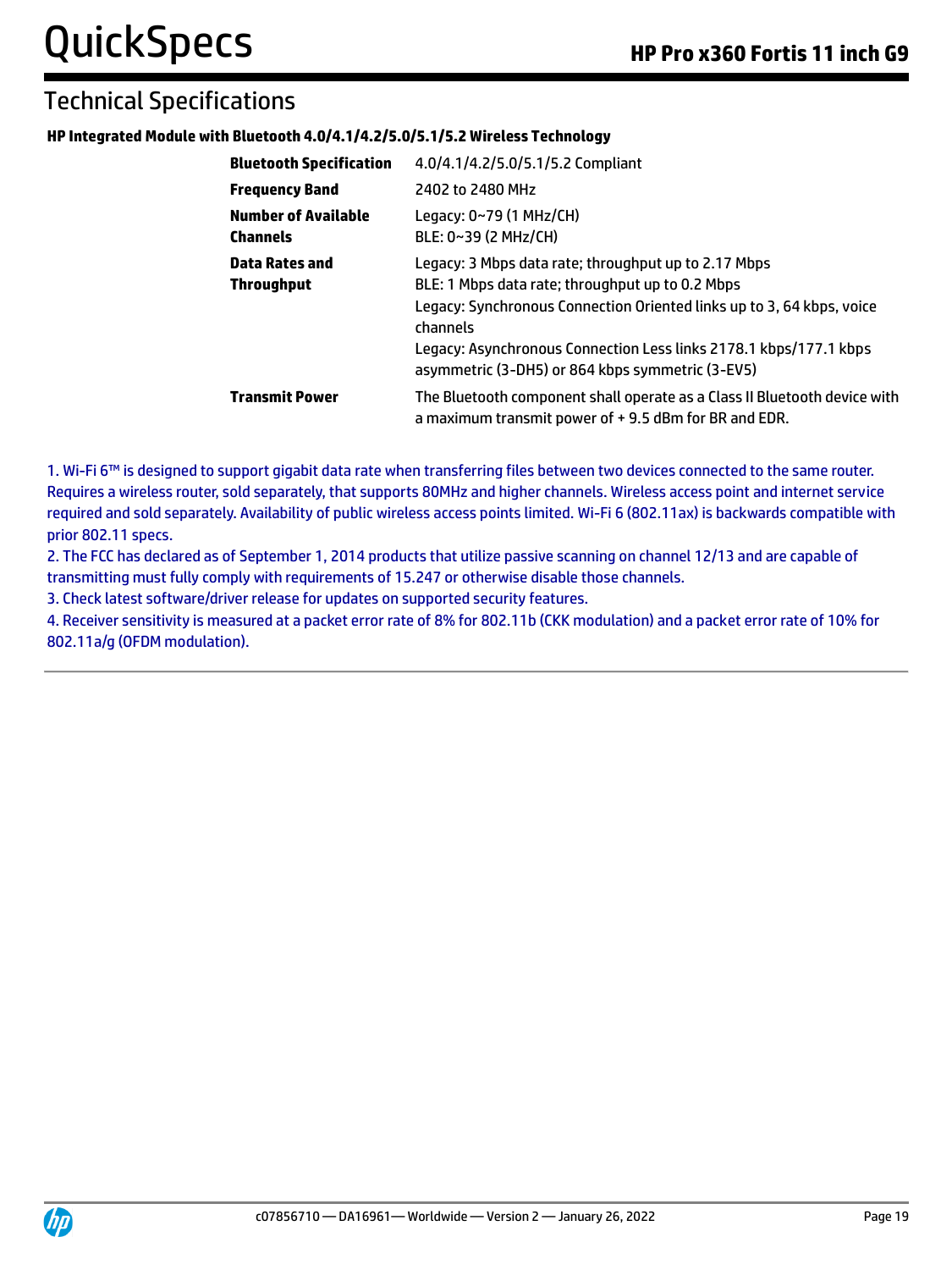## Technical Specifications

**HP Integrated Module with Bluetooth 4.0/4.1/4.2/5.0/5.1/5.2 Wireless Technology**

| | |
|---|---|
| **Bluetooth Specification** | 4.0/4.1/4.2/5.0/5.1/5.2 Compliant |
| **Frequency Band** | 2402 to 2480 MHz |
| **Number of Available Channels** | Legacy: 0~79 (1 MHz/CH)<br>BLE: 0~39 (2 MHz/CH) |
| **Data Rates and Throughput** | Legacy: 3 Mbps data rate; throughput up to 2.17 Mbps<br>BLE: 1 Mbps data rate; throughput up to 0.2 Mbps<br>Legacy: Synchronous Connection Oriented links up to 3, 64 kbps, voice channels<br>Legacy: Asynchronous Connection Less links 2178.1 kbps/177.1 kbps asymmetric (3-DH5) or 864 kbps symmetric (3-EV5) |
| **Transmit Power** | The Bluetooth component shall operate as a Class II Bluetooth device with a maximum transmit power of + 9.5 dBm for BR and EDR. |

1. Wi-Fi 6™ is designed to support gigabit data rate when transferring files between two devices connected to the same router. Requires a wireless router, sold separately, that supports 80MHz and higher channels. Wireless access point and internet service required and sold separately. Availability of public wireless access points limited. Wi-Fi 6 (802.11ax) is backwards compatible with prior 802.11 specs.
2. The FCC has declared as of September 1, 2014 products that utilize passive scanning on channel 12/13 and are capable of transmitting must fully comply with requirements of 15.247 or otherwise disable those channels.
3. Check latest software/driver release for updates on supported security features.
4. Receiver sensitivity is measured at a packet error rate of 8% for 802.11b (CKK modulation) and a packet error rate of 10% for 802.11a/g (OFDM modulation).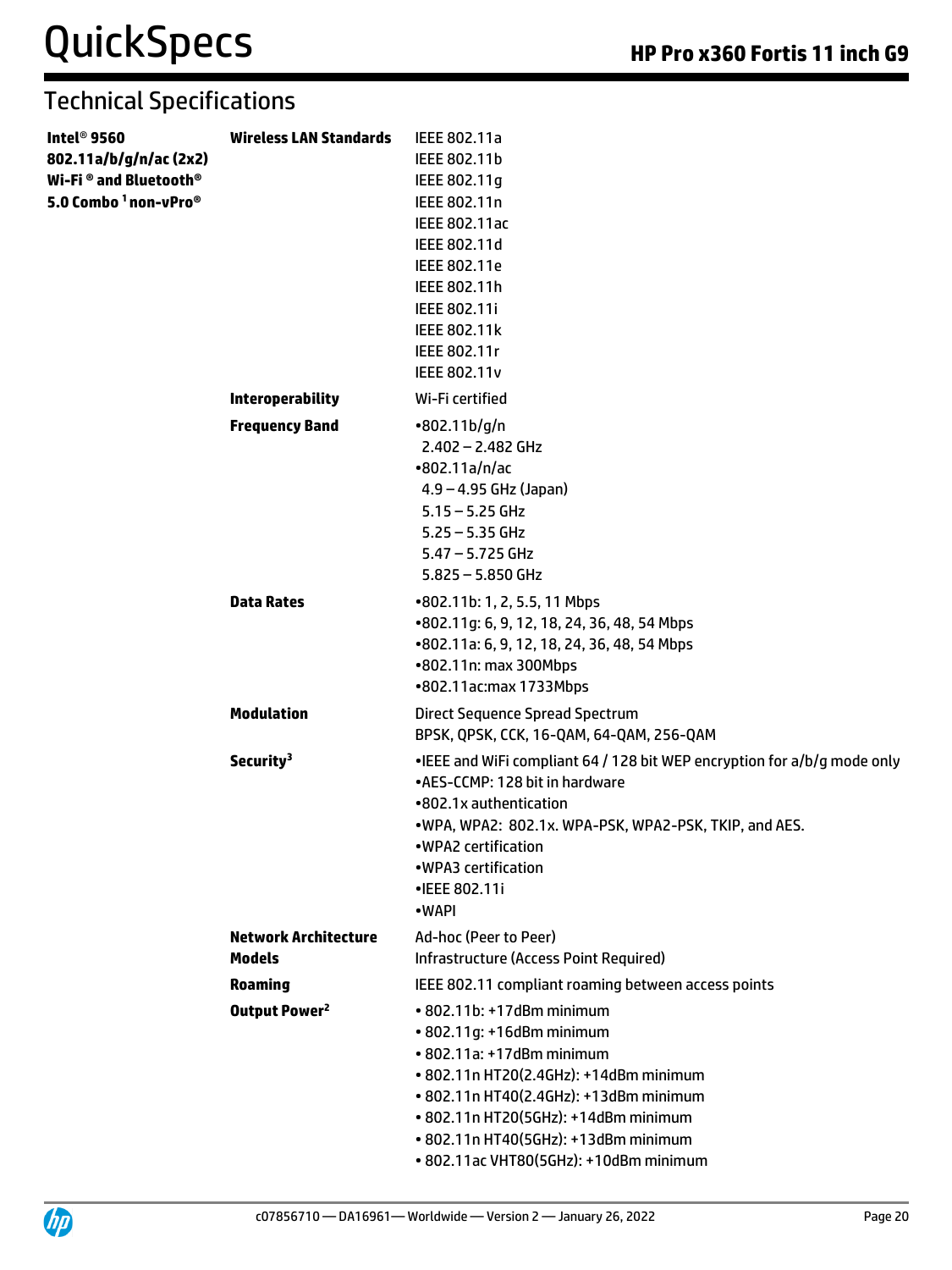## Technical Specifications

| | | |
|---|---|---|
| **Intel® 9560 802.11a/b/g/n/ac (2x2) Wi-Fi ® and Bluetooth® 5.0 Combo [1] non-vPro®** | **Wireless LAN Standards** | IEEE 802.11a<br>IEEE 802.11b<br>IEEE 802.11g<br>IEEE 802.11n<br>IEEE 802.11ac<br>IEEE 802.11d<br>IEEE 802.11e<br>IEEE 802.11h<br>IEEE 802.11i<br>IEEE 802.11k<br>IEEE 802.11r<br>IEEE 802.11v |
| | **Interoperability** | Wi-Fi certified |
| | **Frequency Band** | •802.11b/g/n<br>2.402 – 2.482 GHz<br>•802.11a/n/ac<br>4.9 – 4.95 GHz (Japan)<br>5.15 – 5.25 GHz<br>5.25 – 5.35 GHz<br>5.47 – 5.725 GHz<br>5.825 – 5.850 GHz |
| | **Data Rates** | •802.11b: 1, 2, 5.5, 11 Mbps<br>•802.11g: 6, 9, 12, 18, 24, 36, 48, 54 Mbps<br>•802.11a: 6, 9, 12, 18, 24, 36, 48, 54 Mbps<br>•802.11n: max 300Mbps<br>•802.11ac:max 1733Mbps |
| | **Modulation** | Direct Sequence Spread Spectrum<br>BPSK, QPSK, CCK, 16-QAM, 64-QAM, 256-QAM |
| | **Security[3]** | •IEEE and WiFi compliant 64 / 128 bit WEP encryption for a/b/g mode only<br>•AES-CCMP: 128 bit in hardware<br>•802.1x authentication<br>•WPA, WPA2: 802.1x. WPA-PSK, WPA2-PSK, TKIP, and AES.<br>•WPA2 certification<br>•WPA3 certification<br>•IEEE 802.11i<br>•WAPI |
| | **Network Architecture Models** | Ad-hoc (Peer to Peer)<br>Infrastructure (Access Point Required) |
| | **Roaming** | IEEE 802.11 compliant roaming between access points |
| | **Output Power[2]** | • 802.11b: +17dBm minimum<br>• 802.11g: +16dBm minimum<br>• 802.11a: +17dBm minimum<br>• 802.11n HT20(2.4GHz): +14dBm minimum<br>• 802.11n HT40(2.4GHz): +13dBm minimum<br>• 802.11n HT20(5GHz): +14dBm minimum<br>• 802.11n HT40(5GHz): +13dBm minimum<br>• 802.11ac VHT80(5GHz): +10dBm minimum |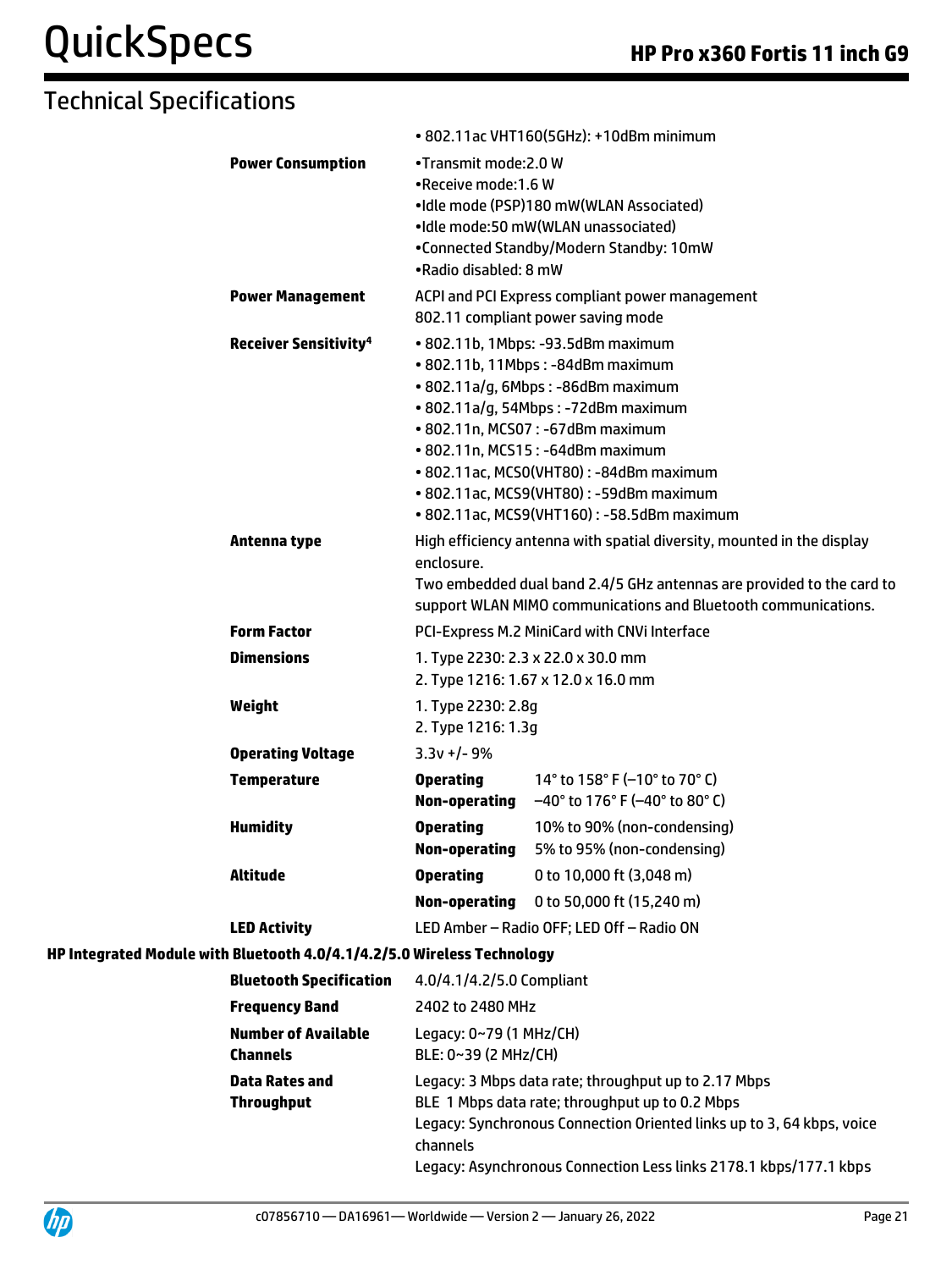## Technical Specifications

| | |
|---|---|
| | • 802.11ac VHT160(5GHz): +10dBm minimum |
| **Power Consumption** | •Transmit mode:2.0 W<br>•Receive mode:1.6 W<br>•Idle mode (PSP)180 mW(WLAN Associated)<br>•Idle mode:50 mW(WLAN unassociated)<br>•Connected Standby/Modern Standby: 10mW<br>•Radio disabled: 8 mW |
| **Power Management** | ACPI and PCI Express compliant power management<br>802.11 compliant power saving mode |
| **Receiver Sensitivity[4]** | • 802.11b, 1Mbps: -93.5dBm maximum<br>• 802.11b, 11Mbps : -84dBm maximum<br>• 802.11a/g, 6Mbps : -86dBm maximum<br>• 802.11a/g, 54Mbps : -72dBm maximum<br>• 802.11n, MCS07 : -67dBm maximum<br>• 802.11n, MCS15 : -64dBm maximum<br>• 802.11ac, MCS0(VHT80) : -84dBm maximum<br>• 802.11ac, MCS9(VHT80) : -59dBm maximum<br>• 802.11ac, MCS9(VHT160) : -58.5dBm maximum |
| **Antenna type** | High efficiency antenna with spatial diversity, mounted in the display enclosure.<br>Two embedded dual band 2.4/5 GHz antennas are provided to the card to support WLAN MIMO communications and Bluetooth communications. |
| **Form Factor** | PCI-Express M.2 MiniCard with CNVi Interface |
| **Dimensions** | 1. Type 2230: 2.3 x 22.0 x 30.0 mm<br>2. Type 1216: 1.67 x 12.0 x 16.0 mm |
| **Weight** | 1. Type 2230: 2.8g<br>2. Type 1216: 1.3g |
| **Operating Voltage** | 3.3v +/- 9% |
| **Temperature** | **Operating** 14° to 158° F (–10° to 70° C)<br>**Non-operating** –40° to 176° F (–40° to 80° C) |
| **Humidity** | **Operating** 10% to 90% (non-condensing)<br>**Non-operating** 5% to 95% (non-condensing) |
| **Altitude** | **Operating** 0 to 10,000 ft (3,048 m)<br>**Non-operating** 0 to 50,000 ft (15,240 m) |
| **LED Activity** | LED Amber – Radio OFF; LED Off – Radio ON |

**HP Integrated Module with Bluetooth 4.0/4.1/4.2/5.0 Wireless Technology**

| | |
|---|---|
| **Bluetooth Specification** | 4.0/4.1/4.2/5.0 Compliant |
| **Frequency Band** | 2402 to 2480 MHz |
| **Number of Available Channels** | Legacy: 0~79 (1 MHz/CH)<br>BLE: 0~39 (2 MHz/CH) |
| **Data Rates and Throughput** | Legacy: 3 Mbps data rate; throughput up to 2.17 Mbps<br>BLE 1 Mbps data rate; throughput up to 0.2 Mbps<br>Legacy: Synchronous Connection Oriented links up to 3, 64 kbps, voice channels<br>Legacy: Asynchronous Connection Less links 2178.1 kbps/177.1 kbps |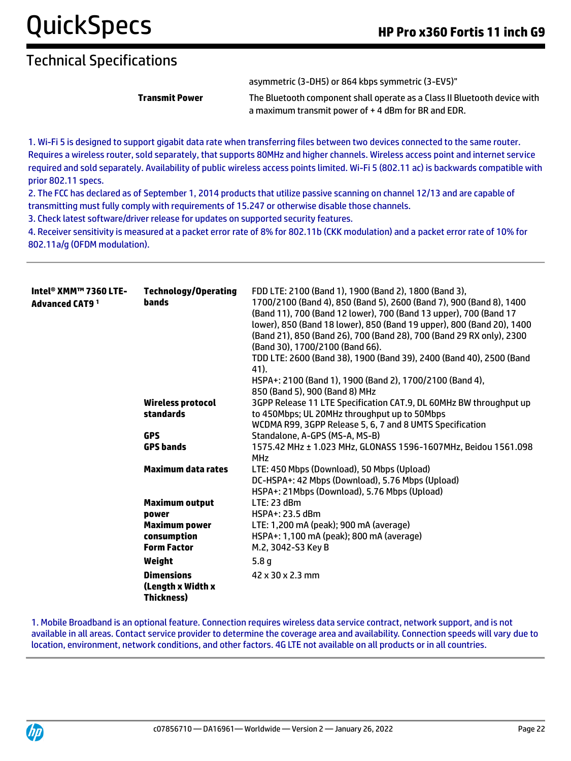## Technical Specifications

| | | |
|---|---|---|
| | | asymmetric (3-DH5) or 864 kbps symmetric (3-EV5)" |
| | **Transmit Power** | The Bluetooth component shall operate as a Class II Bluetooth device with a maximum transmit power of + 4 dBm for BR and EDR. |

1. Wi-Fi 5 is designed to support gigabit data rate when transferring files between two devices connected to the same router. Requires a wireless router, sold separately, that supports 80MHz and higher channels. Wireless access point and internet service required and sold separately. Availability of public wireless access points limited. Wi-Fi 5 (802.11 ac) is backwards compatible with prior 802.11 specs.
2. The FCC has declared as of September 1, 2014 products that utilize passive scanning on channel 12/13 and are capable of transmitting must fully comply with requirements of 15.247 or otherwise disable those channels.
3. Check latest software/driver release for updates on supported security features.
4. Receiver sensitivity is measured at a packet error rate of 8% for 802.11b (CKK modulation) and a packet error rate of 10% for 802.11a/g (OFDM modulation).

| | | |
|---|---|---|
| **Intel® XMM™ 7360 LTE-Advanced CAT9** [1] | **Technology/Operating bands** | FDD LTE: 2100 (Band 1), 1900 (Band 2), 1800 (Band 3), 1700/2100 (Band 4), 850 (Band 5), 2600 (Band 7), 900 (Band 8), 1400 (Band 11), 700 (Band 12 lower), 700 (Band 13 upper), 700 (Band 17 lower), 850 (Band 18 lower), 850 (Band 19 upper), 800 (Band 20), 1400 (Band 21), 850 (Band 26), 700 (Band 28), 700 (Band 29 RX only), 2300 (Band 30), 1700/2100 (Band 66).<br>TDD LTE: 2600 (Band 38), 1900 (Band 39), 2400 (Band 40), 2500 (Band 41).<br>HSPA+: 2100 (Band 1), 1900 (Band 2), 1700/2100 (Band 4), 850 (Band 5), 900 (Band 8) MHz |
| | **Wireless protocol standards** | 3GPP Release 11 LTE Specification CAT.9, DL 60MHz BW throughput up to 450Mbps; UL 20MHz throughput up to 50Mbps<br>WCDMA R99, 3GPP Release 5, 6, 7 and 8 UMTS Specification |
| | **GPS** | Standalone, A-GPS (MS-A, MS-B) |
| | **GPS bands** | 1575.42 MHz ± 1.023 MHz, GLONASS 1596-1607MHz, Beidou 1561.098 MHz |
| | **Maximum data rates** | LTE: 450 Mbps (Download), 50 Mbps (Upload)<br>DC-HSPA+: 42 Mbps (Download), 5.76 Mbps (Upload)<br>HSPA+: 21Mbps (Download), 5.76 Mbps (Upload) |
| | **Maximum output power** | LTE: 23 dBm<br>HSPA+: 23.5 dBm |
| | **Maximum power consumption** | LTE: 1,200 mA (peak); 900 mA (average)<br>HSPA+: 1,100 mA (peak); 800 mA (average) |
| | **Form Factor** | M.2, 3042-S3 Key B |
| | **Weight** | 5.8 g |
| | **Dimensions (Length x Width x Thickness)** | 42 x 30 x 2.3 mm |

1. Mobile Broadband is an optional feature. Connection requires wireless data service contract, network support, and is not available in all areas. Contact service provider to determine the coverage area and availability. Connection speeds will vary due to location, environment, network conditions, and other factors. 4G LTE not available on all products or in all countries.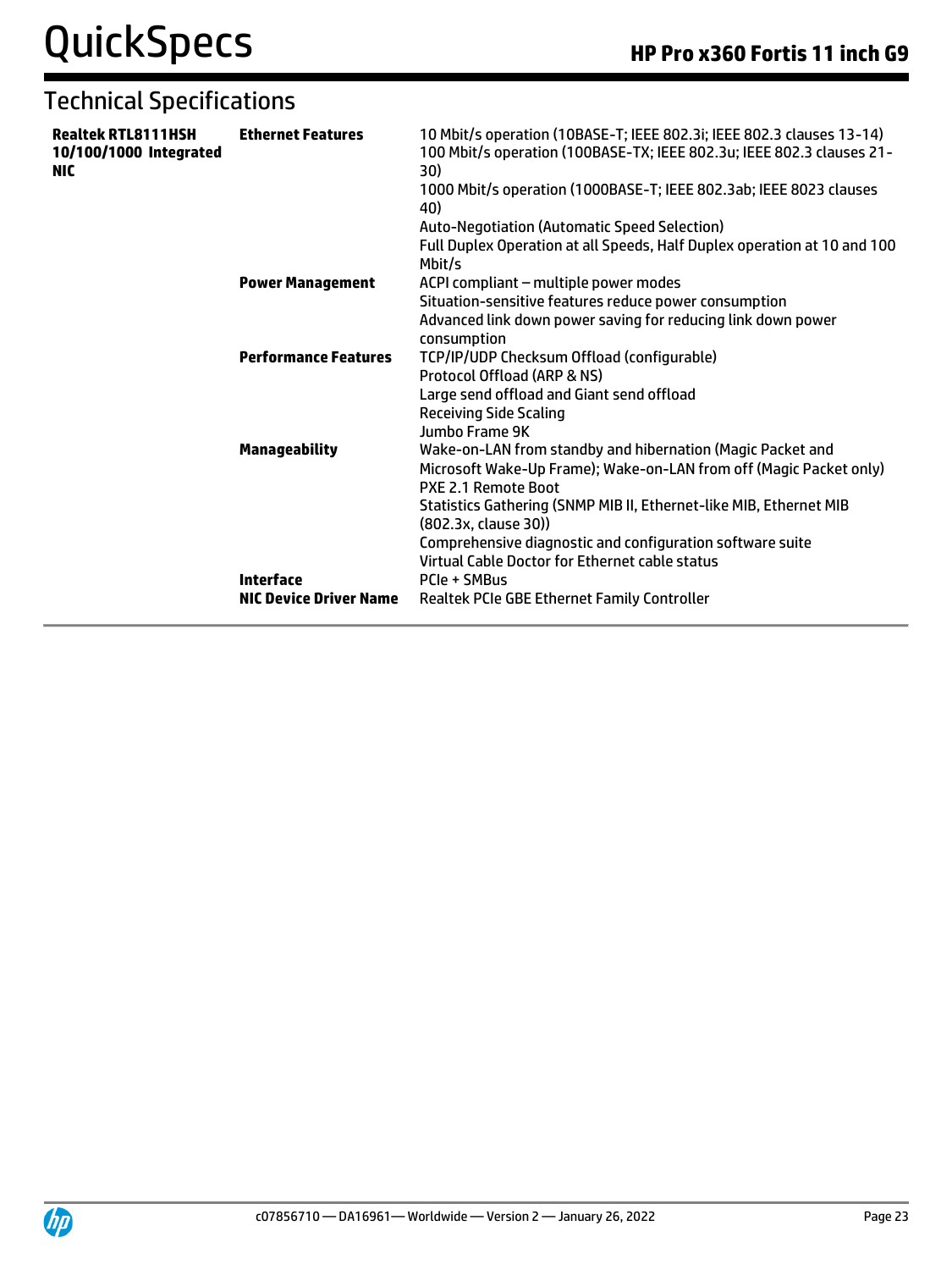## Technical Specifications

| | | |
|---|---|---|
| **Realtek RTL8111HSH 10/100/1000 Integrated NIC** | **Ethernet Features** | 10 Mbit/s operation (10BASE-T; IEEE 802.3i; IEEE 802.3 clauses 13-14)<br>100 Mbit/s operation (100BASE-TX; IEEE 802.3u; IEEE 802.3 clauses 21-30)<br>1000 Mbit/s operation (1000BASE-T; IEEE 802.3ab; IEEE 8023 clauses 40)<br>Auto-Negotiation (Automatic Speed Selection)<br>Full Duplex Operation at all Speeds, Half Duplex operation at 10 and 100 Mbit/s |
| | **Power Management** | ACPI compliant – multiple power modes<br>Situation-sensitive features reduce power consumption<br>Advanced link down power saving for reducing link down power consumption |
| | **Performance Features** | TCP/IP/UDP Checksum Offload (configurable)<br>Protocol Offload (ARP & NS)<br>Large send offload and Giant send offload<br>Receiving Side Scaling<br>Jumbo Frame 9K |
| | **Manageability** | Wake-on-LAN from standby and hibernation (Magic Packet and Microsoft Wake-Up Frame); Wake-on-LAN from off (Magic Packet only)<br>PXE 2.1 Remote Boot<br>Statistics Gathering (SNMP MIB II, Ethernet-like MIB, Ethernet MIB (802.3x, clause 30))<br>Comprehensive diagnostic and configuration software suite<br>Virtual Cable Doctor for Ethernet cable status |
| | **Interface** | PCIe + SMBus |
| | **NIC Device Driver Name** | Realtek PCIe GBE Ethernet Family Controller |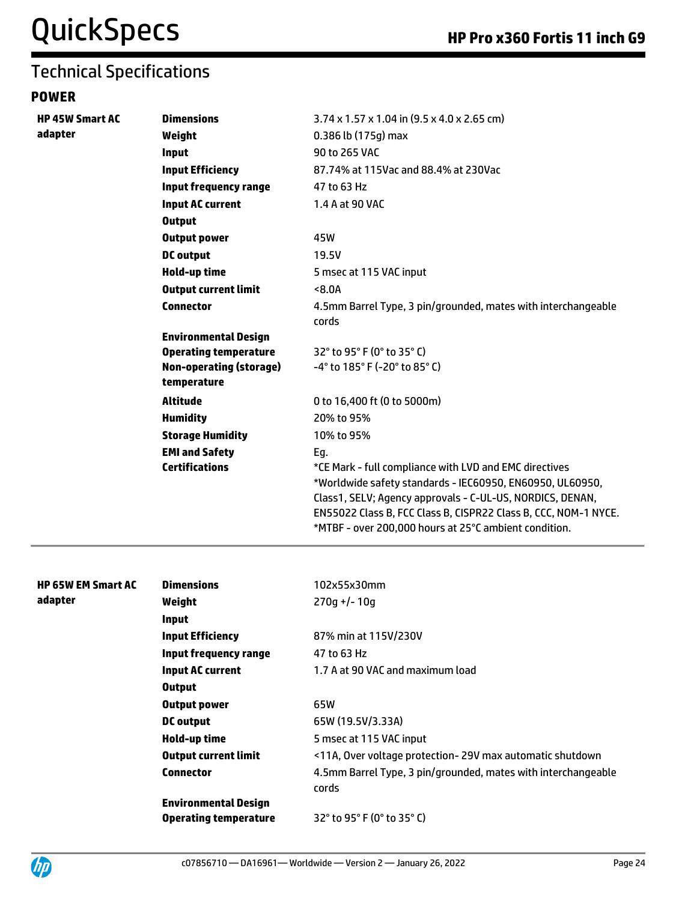## Technical Specifications

### POWER

| | | |
|---|---|---|
| **HP 45W Smart AC adapter** | **Dimensions** | 3.74 x 1.57 x 1.04 in (9.5 x 4.0 x 2.65 cm) |
| | **Weight** | 0.386 lb (175g) max |
| | **Input** | 90 to 265 VAC |
| | **Input Efficiency** | 87.74% at 115Vac and 88.4% at 230Vac |
| | **Input frequency range** | 47 to 63 Hz |
| | **Input AC current** | 1.4 A at 90 VAC |
| | **Output** | |
| | **Output power** | 45W |
| | **DC output** | 19.5V |
| | **Hold-up time** | 5 msec at 115 VAC input |
| | **Output current limit** | <8.0A |
| | **Connector** | 4.5mm Barrel Type, 3 pin/grounded, mates with interchangeable cords |
| | **Environmental Design** | |
| | **Operating temperature** | 32° to 95° F (0° to 35° C) |
| | **Non-operating (storage) temperature** | -4° to 185° F (-20° to 85° C) |
| | **Altitude** | 0 to 16,400 ft (0 to 5000m) |
| | **Humidity** | 20% to 95% |
| | **Storage Humidity** | 10% to 95% |
| | **EMI and Safety Certifications** | Eg.<br>*CE Mark - full compliance with LVD and EMC directives<br>*Worldwide safety standards - IEC60950, EN60950, UL60950, Class1, SELV; Agency approvals - C-UL-US, NORDICS, DENAN, EN55022 Class B, FCC Class B, CISPR22 Class B, CCC, NOM-1 NYCE.<br>*MTBF - over 200,000 hours at 25°C ambient condition. |

| | | |
|---|---|---|
| **HP 65W EM Smart AC adapter** | **Dimensions** | 102x55x30mm |
| | **Weight** | 270g +/- 10g |
| | **Input** | |
| | **Input Efficiency** | 87% min at 115V/230V |
| | **Input frequency range** | 47 to 63 Hz |
| | **Input AC current** | 1.7 A at 90 VAC and maximum load |
| | **Output** | |
| | **Output power** | 65W |
| | **DC output** | 65W (19.5V/3.33A) |
| | **Hold-up time** | 5 msec at 115 VAC input |
| | **Output current limit** | <11A, Over voltage protection- 29V max automatic shutdown |
| | **Connector** | 4.5mm Barrel Type, 3 pin/grounded, mates with interchangeable cords |
| | **Environmental Design** | |
| | **Operating temperature** | 32° to 95° F (0° to 35° C) |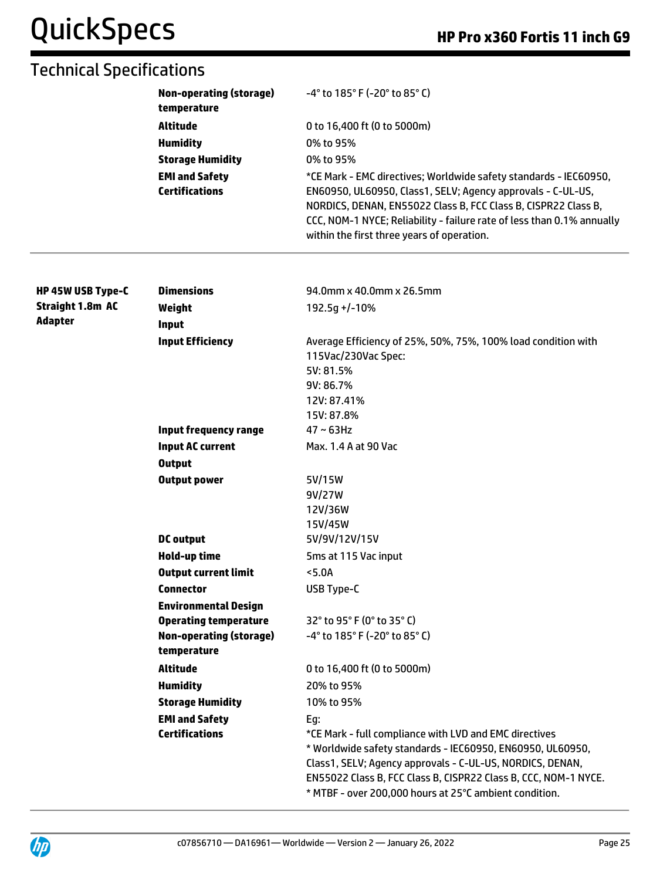## Technical Specifications

| | | |
|---|---|---|
| | **Non-operating (storage) temperature** | -4° to 185° F (-20° to 85° C) |
| | **Altitude** | 0 to 16,400 ft (0 to 5000m) |
| | **Humidity** | 0% to 95% |
| | **Storage Humidity** | 0% to 95% |
| | **EMI and Safety Certifications** | *CE Mark - EMC directives; Worldwide safety standards - IEC60950, EN60950, UL60950, Class1, SELV; Agency approvals - C-UL-US, NORDICS, DENAN, EN55022 Class B, FCC Class B, CISPR22 Class B, CCC, NOM-1 NYCE; Reliability - failure rate of less than 0.1% annually within the first three years of operation. |

| | | |
|---|---|---|
| **HP 45W USB Type-C Straight 1.8m AC Adapter** | **Dimensions** | 94.0mm x 40.0mm x 26.5mm |
| | **Weight** | 192.5g +/-10% |
| | **Input** | |
| | **Input Efficiency** | Average Efficiency of 25%, 50%, 75%, 100% load condition with 115Vac/230Vac Spec:<br>5V: 81.5%<br>9V: 86.7%<br>12V: 87.41%<br>15V: 87.8% |
| | **Input frequency range** | 47 ~ 63Hz |
| | **Input AC current** | Max. 1.4 A at 90 Vac |
| | **Output** | |
| | **Output power** | 5V/15W<br>9V/27W<br>12V/36W<br>15V/45W |
| | **DC output** | 5V/9V/12V/15V |
| | **Hold-up time** | 5ms at 115 Vac input |
| | **Output current limit** | <5.0A |
| | **Connector** | USB Type-C |
| | **Environmental Design** | |
| | **Operating temperature** | 32° to 95° F (0° to 35° C) |
| | **Non-operating (storage) temperature** | -4° to 185° F (-20° to 85° C) |
| | **Altitude** | 0 to 16,400 ft (0 to 5000m) |
| | **Humidity** | 20% to 95% |
| | **Storage Humidity** | 10% to 95% |
| | **EMI and Safety Certifications** | Eg:<br>*CE Mark - full compliance with LVD and EMC directives<br>* Worldwide safety standards - IEC60950, EN60950, UL60950, Class1, SELV; Agency approvals - C-UL-US, NORDICS, DENAN, EN55022 Class B, FCC Class B, CISPR22 Class B, CCC, NOM-1 NYCE.<br>* MTBF - over 200,000 hours at 25°C ambient condition. |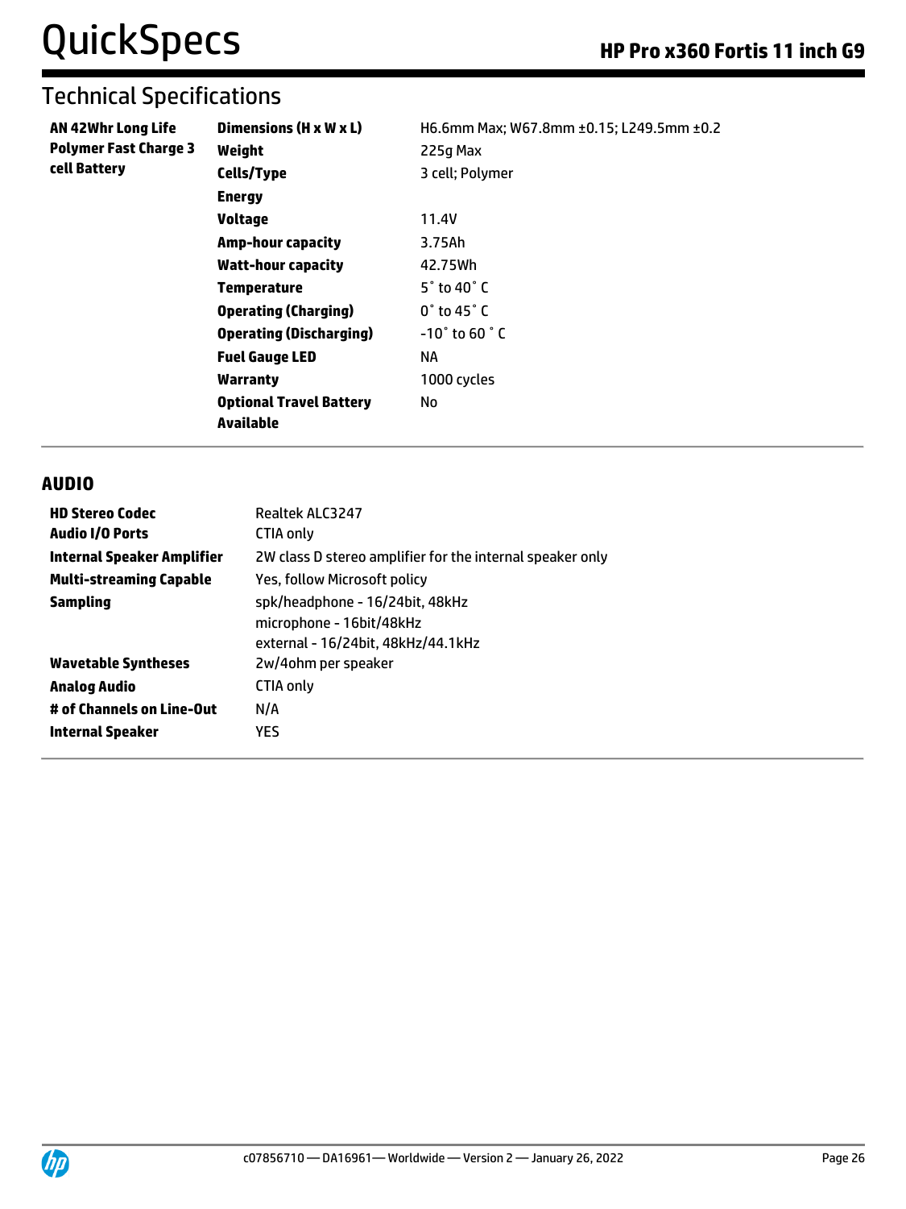## Technical Specifications

| | | |
|---|---|---|
| **AN 42Whr Long Life Polymer Fast Charge 3 cell Battery** | **Dimensions (H x W x L)** | H6.6mm Max; W67.8mm ±0.15; L249.5mm ±0.2 |
| | **Weight** | 225g Max |
| | **Cells/Type** | 3 cell; Polymer |
| | **Energy** | |
| | **Voltage** | 11.4V |
| | **Amp-hour capacity** | 3.75Ah |
| | **Watt-hour capacity** | 42.75Wh |
| | **Temperature** | 5˚ to 40˚ C |
| | **Operating (Charging)** | 0˚ to 45˚ C |
| | **Operating (Discharging)** | -10˚ to 60 ˚ C |
| | **Fuel Gauge LED** | NA |
| | **Warranty** | 1000 cycles |
| | **Optional Travel Battery Available** | No |

## AUDIO

| | |
|---|---|
| **HD Stereo Codec** | Realtek ALC3247 |
| **Audio I/O Ports** | CTIA only |
| **Internal Speaker Amplifier** | 2W class D stereo amplifier for the internal speaker only |
| **Multi-streaming Capable** | Yes, follow Microsoft policy |
| **Sampling** | spk/headphone - 16/24bit, 48kHz<br>microphone - 16bit/48kHz<br>external - 16/24bit, 48kHz/44.1kHz |
| **Wavetable Syntheses** | 2w/4ohm per speaker |
| **Analog Audio** | CTIA only |
| **# of Channels on Line-Out** | N/A |
| **Internal Speaker** | YES |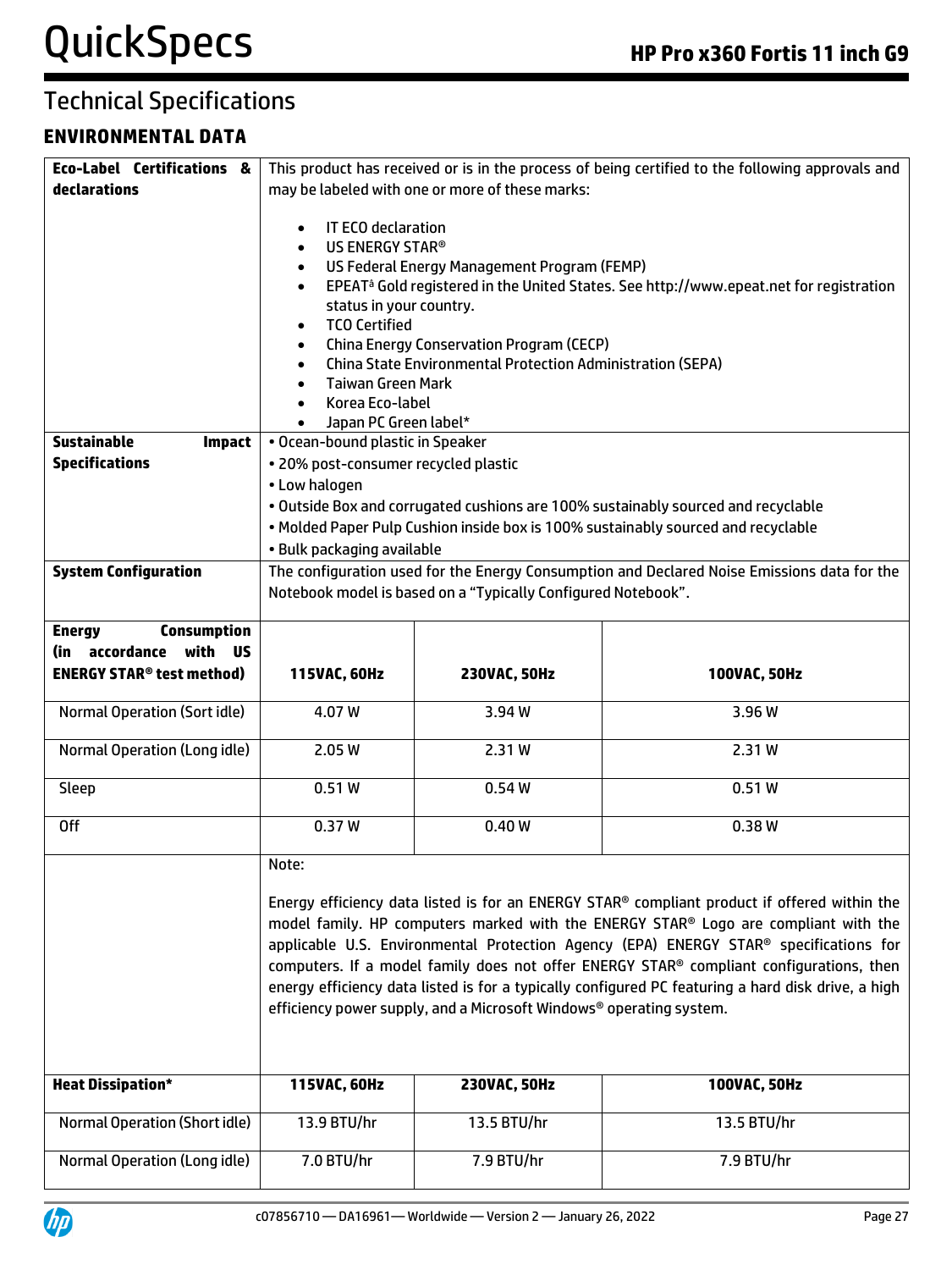## Technical Specifications

### ENVIRONMENTAL DATA

| | | | |
|---|---|---|---|
| **Eco-Label Certifications & declarations** | This product has received or is in the process of being certified to the following approvals and may be labeled with one or more of these marks:<br><br>• IT ECO declaration<br>• US ENERGY STAR®<br>• US Federal Energy Management Program (FEMP)<br>• EPEATâ Gold registered in the United States. See http://www.epeat.net for registration status in your country.<br>• TCO Certified<br>• China Energy Conservation Program (CECP)<br>• China State Environmental Protection Administration (SEPA)<br>• Taiwan Green Mark<br>• Korea Eco-label<br>• Japan PC Green label* | | |
| **Sustainable Impact Specifications** | • Ocean-bound plastic in Speaker<br>• 20% post-consumer recycled plastic<br>• Low halogen<br>• Outside Box and corrugated cushions are 100% sustainably sourced and recyclable<br>• Molded Paper Pulp Cushion inside box is 100% sustainably sourced and recyclable<br>• Bulk packaging available | | |
| **System Configuration** | The configuration used for the Energy Consumption and Declared Noise Emissions data for the Notebook model is based on a "Typically Configured Notebook". | | |
| **Energy Consumption (in accordance with US ENERGY STAR® test method)** | **115VAC, 60Hz** | **230VAC, 50Hz** | **100VAC, 50Hz** |
| Normal Operation (Sort idle) | 4.07 W | 3.94 W | 3.96 W |
| Normal Operation (Long idle) | 2.05 W | 2.31 W | 2.31 W |
| Sleep | 0.51 W | 0.54 W | 0.51 W |
| Off | 0.37 W | 0.40 W | 0.38 W |
| | Note:<br><br>Energy efficiency data listed is for an ENERGY STAR® compliant product if offered within the model family. HP computers marked with the ENERGY STAR® Logo are compliant with the applicable U.S. Environmental Protection Agency (EPA) ENERGY STAR® specifications for computers. If a model family does not offer ENERGY STAR® compliant configurations, then energy efficiency data listed is for a typically configured PC featuring a hard disk drive, a high efficiency power supply, and a Microsoft Windows® operating system. | | |
| **Heat Dissipation*** | **115VAC, 60Hz** | **230VAC, 50Hz** | **100VAC, 50Hz** |
| Normal Operation (Short idle) | 13.9 BTU/hr | 13.5 BTU/hr | 13.5 BTU/hr |
| Normal Operation (Long idle) | 7.0 BTU/hr | 7.9 BTU/hr | 7.9 BTU/hr |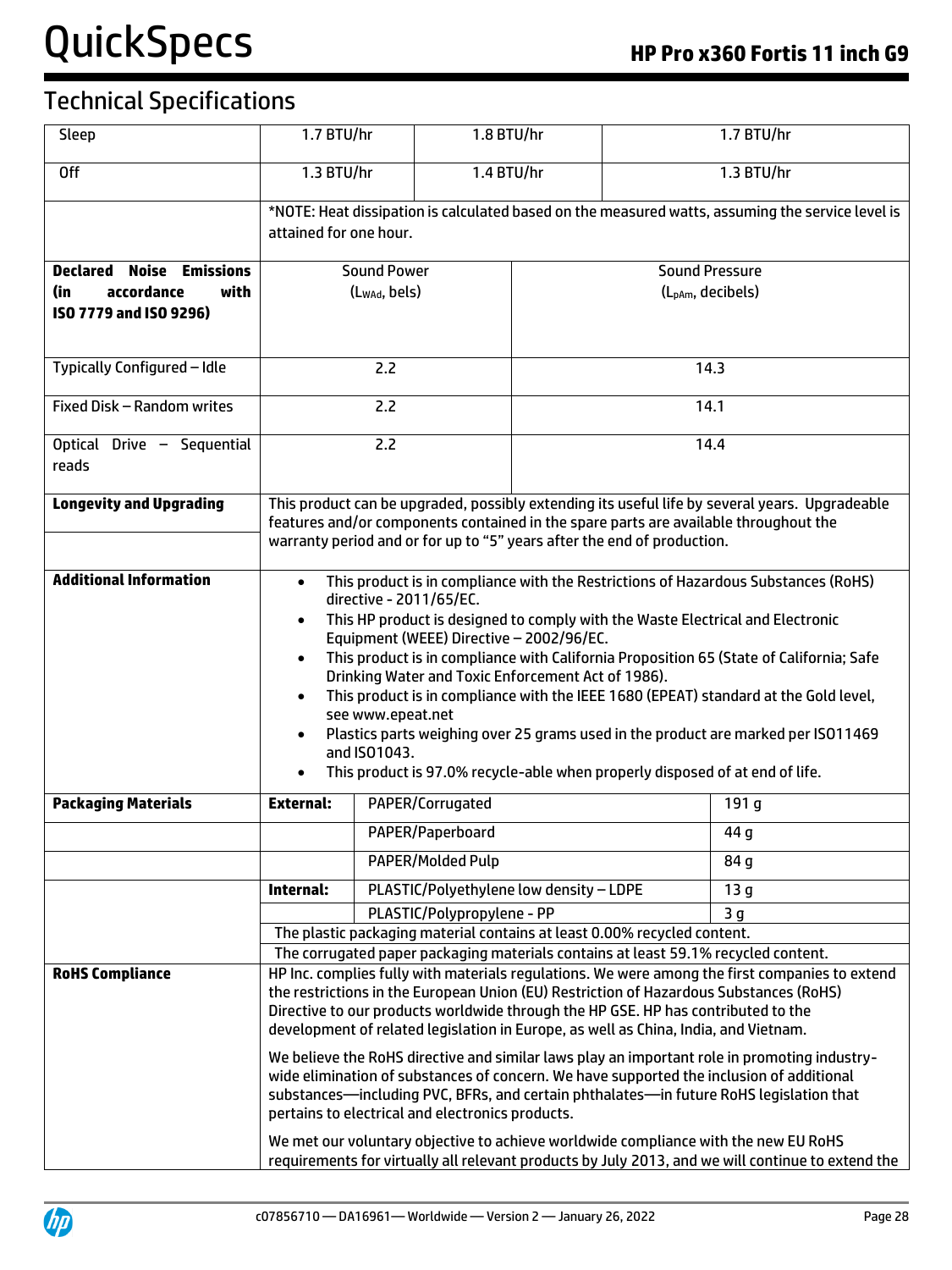## Technical Specifications

| | | | |
|---|---|---|---|
| Sleep | 1.7 BTU/hr | 1.8 BTU/hr | 1.7 BTU/hr |
| Off | 1.3 BTU/hr | 1.4 BTU/hr | 1.3 BTU/hr |
| | *NOTE: Heat dissipation is calculated based on the measured watts, assuming the service level is attained for one hour. | | |

| **Declared Noise Emissions (in accordance with ISO 7779 and ISO 9296)** | Sound Power ($L_{WAd}$, bels) | Sound Pressure ($L_{pAm}$, decibels) |
|---|---|---|
| Typically Configured – Idle | 2.2 | 14.3 |
| Fixed Disk – Random writes | 2.2 | 14.1 |
| Optical Drive – Sequential reads | 2.2 | 14.4 |

**Longevity and Upgrading**

This product can be upgraded, possibly extending its useful life by several years. Upgradeable features and/or components contained in the spare parts are available throughout the warranty period and or for up to "5" years after the end of production.

**Additional Information**

- This product is in compliance with the Restrictions of Hazardous Substances (RoHS) directive - 2011/65/EC.
- This HP product is designed to comply with the Waste Electrical and Electronic Equipment (WEEE) Directive – 2002/96/EC.
- This product is in compliance with California Proposition 65 (State of California; Safe Drinking Water and Toxic Enforcement Act of 1986).
- This product is in compliance with the IEEE 1680 (EPEAT) standard at the Gold level, see www.epeat.net
- Plastics parts weighing over 25 grams used in the product are marked per ISO11469 and ISO1043.
- This product is 97.0% recycle-able when properly disposed of at end of life.

| **Packaging Materials** | | | |
|---|---|---|---|
| | **External:** | PAPER/Corrugated | 191 g |
| | | PAPER/Paperboard | 44 g |
| | | PAPER/Molded Pulp | 84 g |
| | **Internal:** | PLASTIC/Polyethylene low density – LDPE | 13 g |
| | | PLASTIC/Polypropylene - PP | 3 g |
| | The plastic packaging material contains at least 0.00% recycled content. | | |
| | The corrugated paper packaging materials contains at least 59.1% recycled content. | | |

**RoHS Compliance**

HP Inc. complies fully with materials regulations. We were among the first companies to extend the restrictions in the European Union (EU) Restriction of Hazardous Substances (RoHS) Directive to our products worldwide through the HP GSE. HP has contributed to the development of related legislation in Europe, as well as China, India, and Vietnam.

We believe the RoHS directive and similar laws play an important role in promoting industry-wide elimination of substances of concern. We have supported the inclusion of additional substances—including PVC, BFRs, and certain phthalates—in future RoHS legislation that pertains to electrical and electronics products.

We met our voluntary objective to achieve worldwide compliance with the new EU RoHS requirements for virtually all relevant products by July 2013, and we will continue to extend the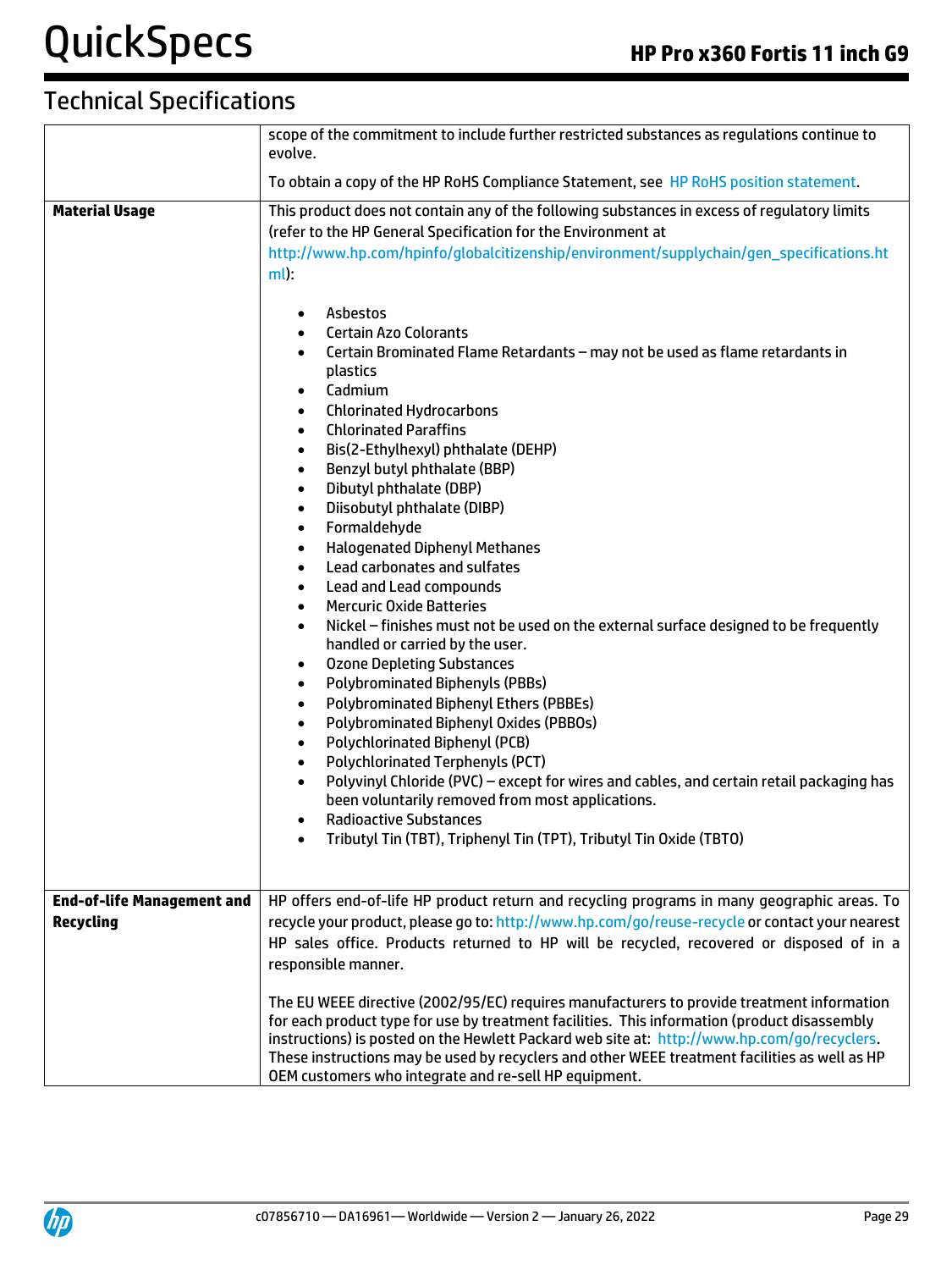## Technical Specifications

| | |
|---|---|
| | scope of the commitment to include further restricted substances as regulations continue to evolve.<br><br>To obtain a copy of the HP RoHS Compliance Statement, see HP RoHS position statement. |
| **Material Usage** | This product does not contain any of the following substances in excess of regulatory limits (refer to the HP General Specification for the Environment at http://www.hp.com/hpinfo/globalcitizenship/environment/supplychain/gen_specifications.html):<br><br>• Asbestos<br>• Certain Azo Colorants<br>• Certain Brominated Flame Retardants – may not be used as flame retardants in plastics<br>• Cadmium<br>• Chlorinated Hydrocarbons<br>• Chlorinated Paraffins<br>• Bis(2-Ethylhexyl) phthalate (DEHP)<br>• Benzyl butyl phthalate (BBP)<br>• Dibutyl phthalate (DBP)<br>• Diisobutyl phthalate (DIBP)<br>• Formaldehyde<br>• Halogenated Diphenyl Methanes<br>• Lead carbonates and sulfates<br>• Lead and Lead compounds<br>• Mercuric Oxide Batteries<br>• Nickel – finishes must not be used on the external surface designed to be frequently handled or carried by the user.<br>• Ozone Depleting Substances<br>• Polybrominated Biphenyls (PBBs)<br>• Polybrominated Biphenyl Ethers (PBBEs)<br>• Polybrominated Biphenyl Oxides (PBBOs)<br>• Polychlorinated Biphenyl (PCB)<br>• Polychlorinated Terphenyls (PCT)<br>• Polyvinyl Chloride (PVC) – except for wires and cables, and certain retail packaging has been voluntarily removed from most applications.<br>• Radioactive Substances<br>• Tributyl Tin (TBT), Triphenyl Tin (TPT), Tributyl Tin Oxide (TBTO) |
| **End-of-life Management and Recycling** | HP offers end-of-life HP product return and recycling programs in many geographic areas. To recycle your product, please go to: http://www.hp.com/go/reuse-recycle or contact your nearest HP sales office. Products returned to HP will be recycled, recovered or disposed of in a responsible manner.<br><br>The EU WEEE directive (2002/95/EC) requires manufacturers to provide treatment information for each product type for use by treatment facilities. This information (product disassembly instructions) is posted on the Hewlett Packard web site at: http://www.hp.com/go/recyclers. These instructions may be used by recyclers and other WEEE treatment facilities as well as HP OEM customers who integrate and re-sell HP equipment. |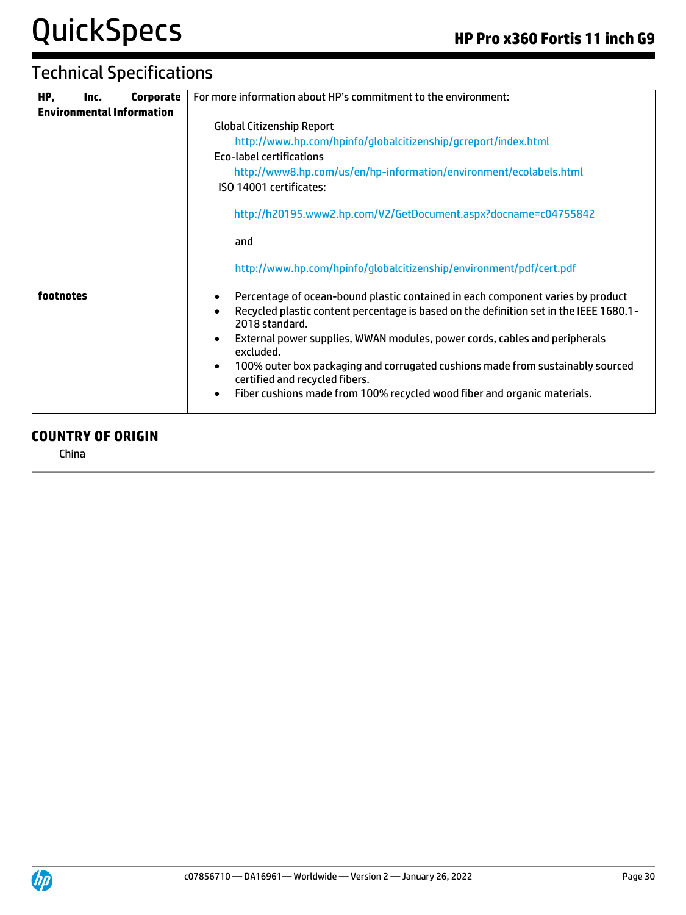## Technical Specifications

| | |
|---|---|
| **HP, Inc. Corporate Environmental Information** | For more information about HP's commitment to the environment:<br><br>Global Citizenship Report<br>http://www.hp.com/hpinfo/globalcitizenship/gcreport/index.html<br>Eco-label certifications<br>http://www8.hp.com/us/en/hp-information/environment/ecolabels.html<br>ISO 14001 certificates:<br><br>http://h20195.www2.hp.com/V2/GetDocument.aspx?docname=c04755842<br><br>and<br><br>http://www.hp.com/hpinfo/globalcitizenship/environment/pdf/cert.pdf |
| **footnotes** | • Percentage of ocean-bound plastic contained in each component varies by product<br>• Recycled plastic content percentage is based on the definition set in the IEEE 1680.1-2018 standard.<br>• External power supplies, WWAN modules, power cords, cables and peripherals excluded.<br>• 100% outer box packaging and corrugated cushions made from sustainably sourced certified and recycled fibers.<br>• Fiber cushions made from 100% recycled wood fiber and organic materials. |

**COUNTRY OF ORIGIN**

China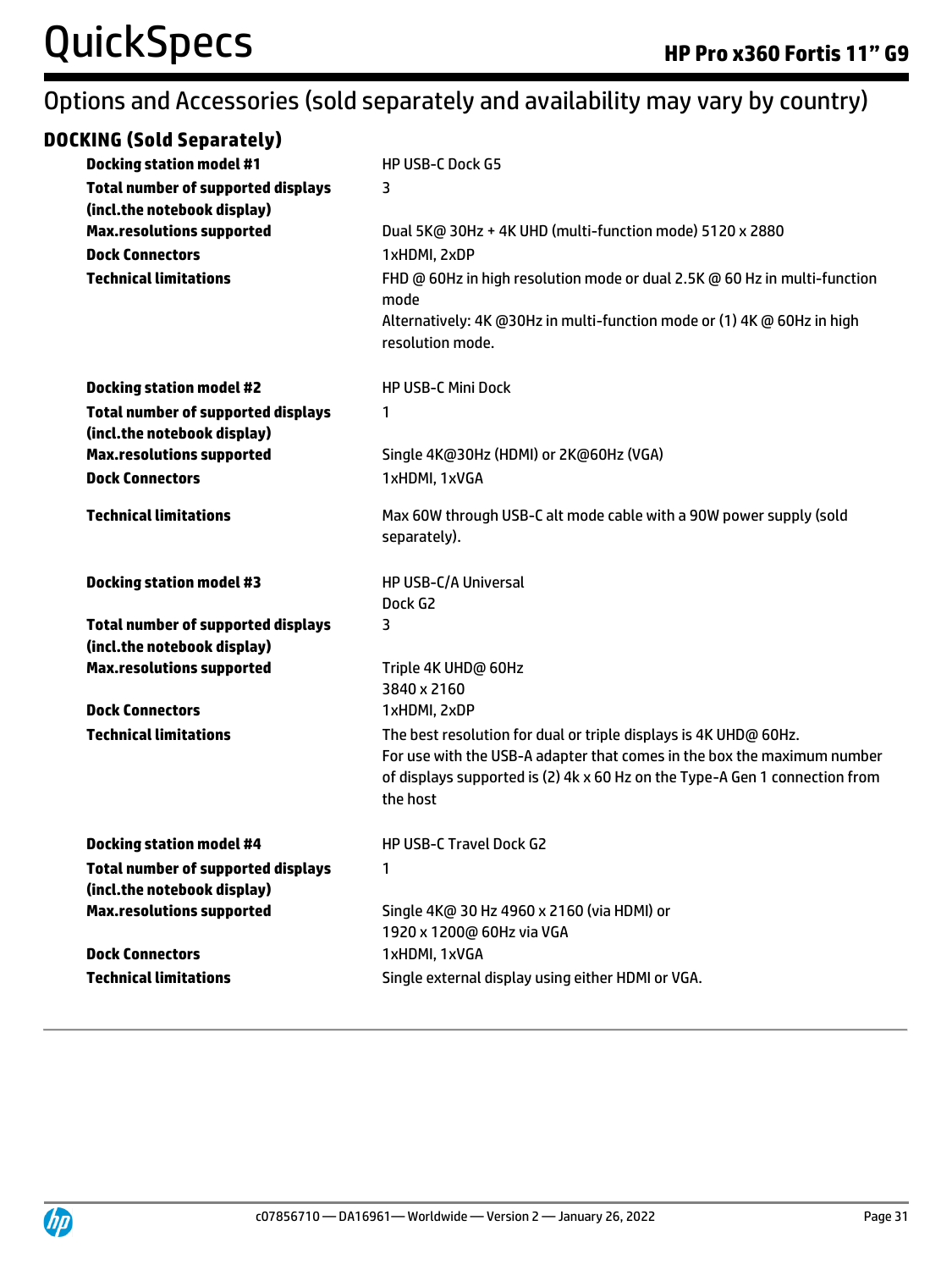## Options and Accessories (sold separately and availability may vary by country)

### DOCKING (Sold Separately)

| | |
|---|---|
| **Docking station model #1** | HP USB-C Dock G5 |
| **Total number of supported displays (incl.the notebook display)** | 3 |
| **Max.resolutions supported** | Dual 5K@ 30Hz + 4K UHD (multi-function mode) 5120 x 2880 |
| **Dock Connectors** | 1xHDMI, 2xDP |
| **Technical limitations** | FHD @ 60Hz in high resolution mode or dual 2.5K @ 60 Hz in multi-function mode<br>Alternatively: 4K @30Hz in multi-function mode or (1) 4K @ 60Hz in high resolution mode. |
| **Docking station model #2** | HP USB-C Mini Dock |
| **Total number of supported displays (incl.the notebook display)** | 1 |
| **Max.resolutions supported** | Single 4K@30Hz (HDMI) or 2K@60Hz (VGA) |
| **Dock Connectors** | 1xHDMI, 1xVGA |
| **Technical limitations** | Max 60W through USB-C alt mode cable with a 90W power supply (sold separately). |
| **Docking station model #3** | HP USB-C/A Universal Dock G2 |
| **Total number of supported displays (incl.the notebook display)** | 3 |
| **Max.resolutions supported** | Triple 4K UHD@ 60Hz 3840 x 2160 |
| **Dock Connectors** | 1xHDMI, 2xDP |
| **Technical limitations** | The best resolution for dual or triple displays is 4K UHD@ 60Hz.<br>For use with the USB-A adapter that comes in the box the maximum number of displays supported is (2) 4k x 60 Hz on the Type-A Gen 1 connection from the host |
| **Docking station model #4** | HP USB-C Travel Dock G2 |
| **Total number of supported displays (incl.the notebook display)** | 1 |
| **Max.resolutions supported** | Single 4K@ 30 Hz 4960 x 2160 (via HDMI) or 1920 x 1200@ 60Hz via VGA |
| **Dock Connectors** | 1xHDMI, 1xVGA |
| **Technical limitations** | Single external display using either HDMI or VGA. |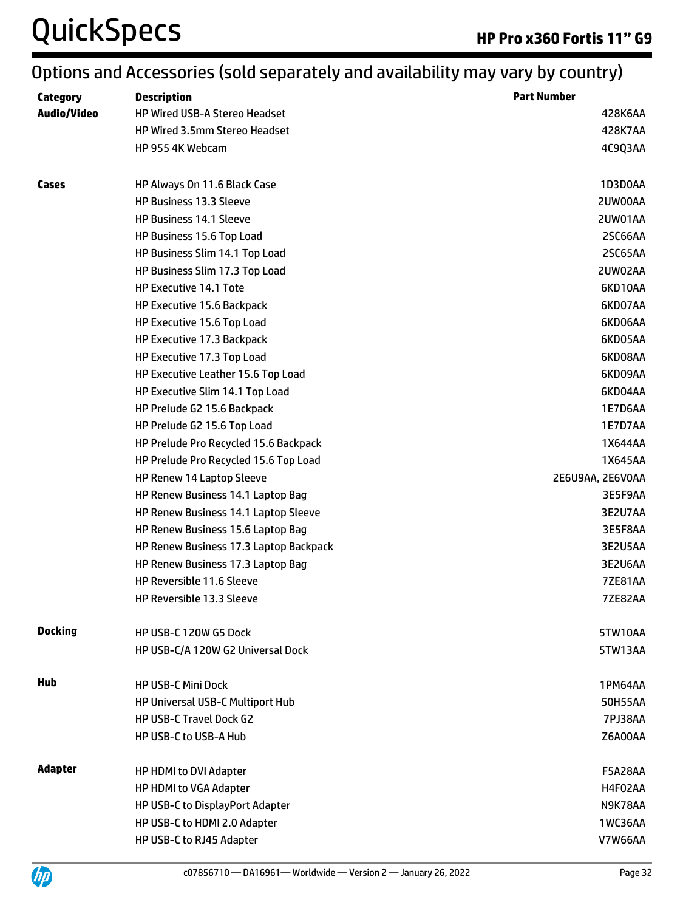## Options and Accessories (sold separately and availability may vary by country)

| Category | Description | Part Number |
|---|---|---|
| **Audio/Video** | HP Wired USB-A Stereo Headset | 428K6AA |
| | HP Wired 3.5mm Stereo Headset | 428K7AA |
| | HP 955 4K Webcam | 4C9Q3AA |
| **Cases** | HP Always On 11.6 Black Case | 1D3D0AA |
| | HP Business 13.3 Sleeve | 2UW00AA |
| | HP Business 14.1 Sleeve | 2UW01AA |
| | HP Business 15.6 Top Load | 2SC66AA |
| | HP Business Slim 14.1 Top Load | 2SC65AA |
| | HP Business Slim 17.3 Top Load | 2UW02AA |
| | HP Executive 14.1 Tote | 6KD10AA |
| | HP Executive 15.6 Backpack | 6KD07AA |
| | HP Executive 15.6 Top Load | 6KD06AA |
| | HP Executive 17.3 Backpack | 6KD05AA |
| | HP Executive 17.3 Top Load | 6KD08AA |
| | HP Executive Leather 15.6 Top Load | 6KD09AA |
| | HP Executive Slim 14.1 Top Load | 6KD04AA |
| | HP Prelude G2 15.6 Backpack | 1E7D6AA |
| | HP Prelude G2 15.6 Top Load | 1E7D7AA |
| | HP Prelude Pro Recycled 15.6 Backpack | 1X644AA |
| | HP Prelude Pro Recycled 15.6 Top Load | 1X645AA |
| | HP Renew 14 Laptop Sleeve | 2E6U9AA, 2E6V0AA |
| | HP Renew Business 14.1 Laptop Bag | 3E5F9AA |
| | HP Renew Business 14.1 Laptop Sleeve | 3E2U7AA |
| | HP Renew Business 15.6 Laptop Bag | 3E5F8AA |
| | HP Renew Business 17.3 Laptop Backpack | 3E2U5AA |
| | HP Renew Business 17.3 Laptop Bag | 3E2U6AA |
| | HP Reversible 11.6 Sleeve | 7ZE81AA |
| | HP Reversible 13.3 Sleeve | 7ZE82AA |
| **Docking** | HP USB-C 120W G5 Dock | 5TW10AA |
| | HP USB-C/A 120W G2 Universal Dock | 5TW13AA |
| **Hub** | HP USB-C Mini Dock | 1PM64AA |
| | HP Universal USB-C Multiport Hub | 50H55AA |
| | HP USB-C Travel Dock G2 | 7PJ38AA |
| | HP USB-C to USB-A Hub | Z6A00AA |
| **Adapter** | HP HDMI to DVI Adapter | F5A28AA |
| | HP HDMI to VGA Adapter | H4F02AA |
| | HP USB-C to DisplayPort Adapter | N9K78AA |
| | HP USB-C to HDMI 2.0 Adapter | 1WC36AA |
| | HP USB-C to RJ45 Adapter | V7W66AA |

c07856710 — DA16961— Worldwide — Version 2 — January 26, 2022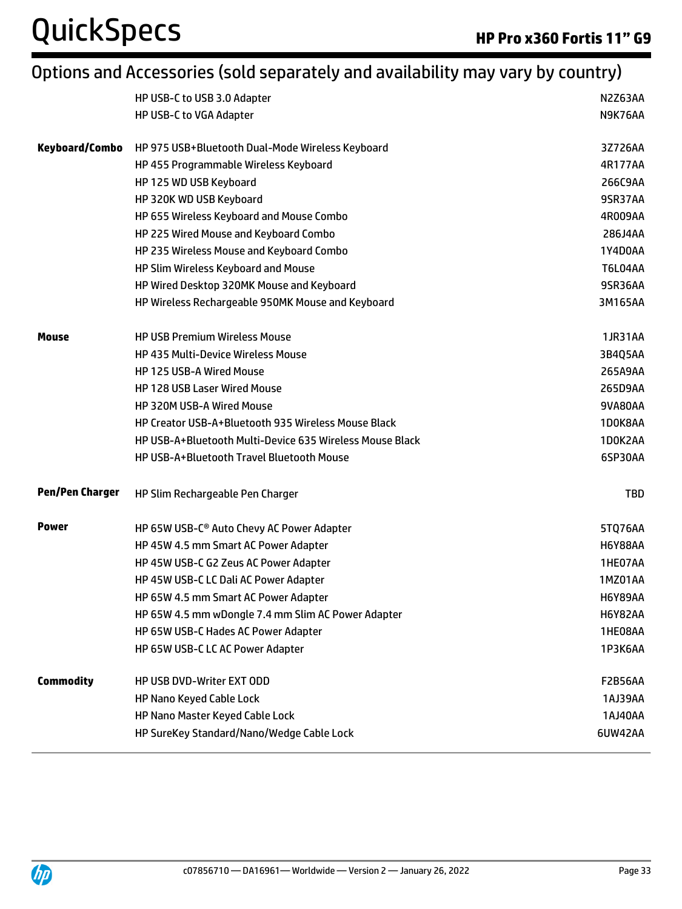## Options and Accessories (sold separately and availability may vary by country)

| | | |
|---|---|---|
| | HP USB-C to USB 3.0 Adapter | N2Z63AA |
| | HP USB-C to VGA Adapter | N9K76AA |
| **Keyboard/Combo** | HP 975 USB+Bluetooth Dual-Mode Wireless Keyboard | 3Z726AA |
| | HP 455 Programmable Wireless Keyboard | 4R177AA |
| | HP 125 WD USB Keyboard | 266C9AA |
| | HP 320K WD USB Keyboard | 9SR37AA |
| | HP 655 Wireless Keyboard and Mouse Combo | 4R009AA |
| | HP 225 Wired Mouse and Keyboard Combo | 286J4AA |
| | HP 235 Wireless Mouse and Keyboard Combo | 1Y4D0AA |
| | HP Slim Wireless Keyboard and Mouse | T6L04AA |
| | HP Wired Desktop 320MK Mouse and Keyboard | 9SR36AA |
| | HP Wireless Rechargeable 950MK Mouse and Keyboard | 3M165AA |
| **Mouse** | HP USB Premium Wireless Mouse | 1JR31AA |
| | HP 435 Multi-Device Wireless Mouse | 3B4Q5AA |
| | HP 125 USB-A Wired Mouse | 265A9AA |
| | HP 128 USB Laser Wired Mouse | 265D9AA |
| | HP 320M USB-A Wired Mouse | 9VA80AA |
| | HP Creator USB-A+Bluetooth 935 Wireless Mouse Black | 1D0K8AA |
| | HP USB-A+Bluetooth Multi-Device 635 Wireless Mouse Black | 1D0K2AA |
| | HP USB-A+Bluetooth Travel Bluetooth Mouse | 6SP30AA |
| **Pen/Pen Charger** | HP Slim Rechargeable Pen Charger | TBD |
| **Power** | HP 65W USB-C® Auto Chevy AC Power Adapter | 5TQ76AA |
| | HP 45W 4.5 mm Smart AC Power Adapter | H6Y88AA |
| | HP 45W USB-C G2 Zeus AC Power Adapter | 1HE07AA |
| | HP 45W USB-C LC Dali AC Power Adapter | 1MZ01AA |
| | HP 65W 4.5 mm Smart AC Power Adapter | H6Y89AA |
| | HP 65W 4.5 mm wDongle 7.4 mm Slim AC Power Adapter | H6Y82AA |
| | HP 65W USB-C Hades AC Power Adapter | 1HE08AA |
| | HP 65W USB-C LC AC Power Adapter | 1P3K6AA |
| **Commodity** | HP USB DVD-Writer EXT ODD | F2B56AA |
| | HP Nano Keyed Cable Lock | 1AJ39AA |
| | HP Nano Master Keyed Cable Lock | 1AJ40AA |
| | HP SureKey Standard/Nano/Wedge Cable Lock | 6UW42AA |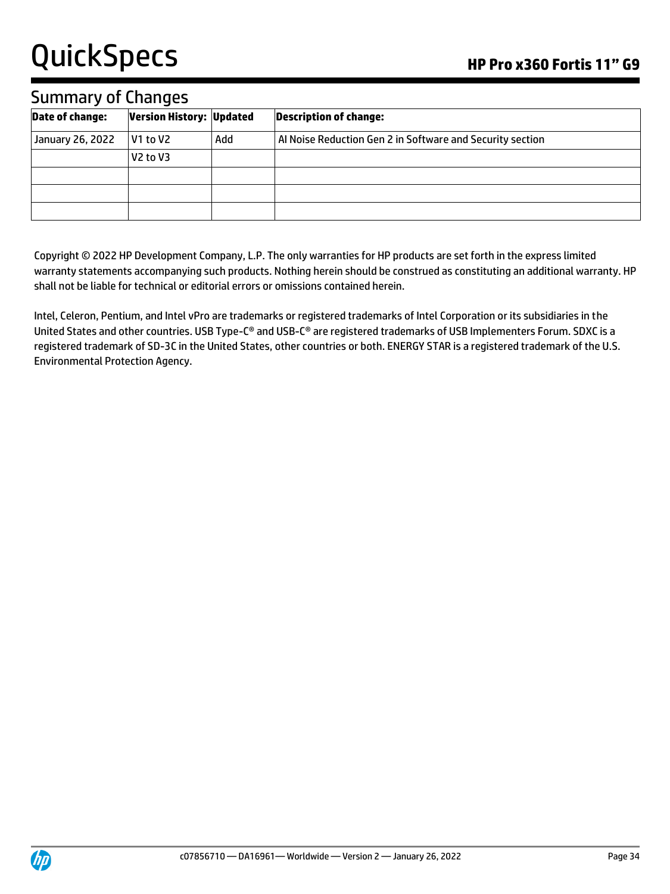## Summary of Changes

| Date of change: | Version History: | Updated | Description of change: |
|---|---|---|---|
| January 26, 2022 | V1 to V2 | Add | AI Noise Reduction Gen 2 in Software and Security section |
| | V2 to V3 | | |
| | | | |
| | | | |
| | | | |

Copyright © 2022 HP Development Company, L.P. The only warranties for HP products are set forth in the express limited warranty statements accompanying such products. Nothing herein should be construed as constituting an additional warranty. HP shall not be liable for technical or editorial errors or omissions contained herein.

Intel, Celeron, Pentium, and Intel vPro are trademarks or registered trademarks of Intel Corporation or its subsidiaries in the United States and other countries. USB Type-C® and USB-C® are registered trademarks of USB Implementers Forum. SDXC is a registered trademark of SD-3C in the United States, other countries or both. ENERGY STAR is a registered trademark of the U.S. Environmental Protection Agency.